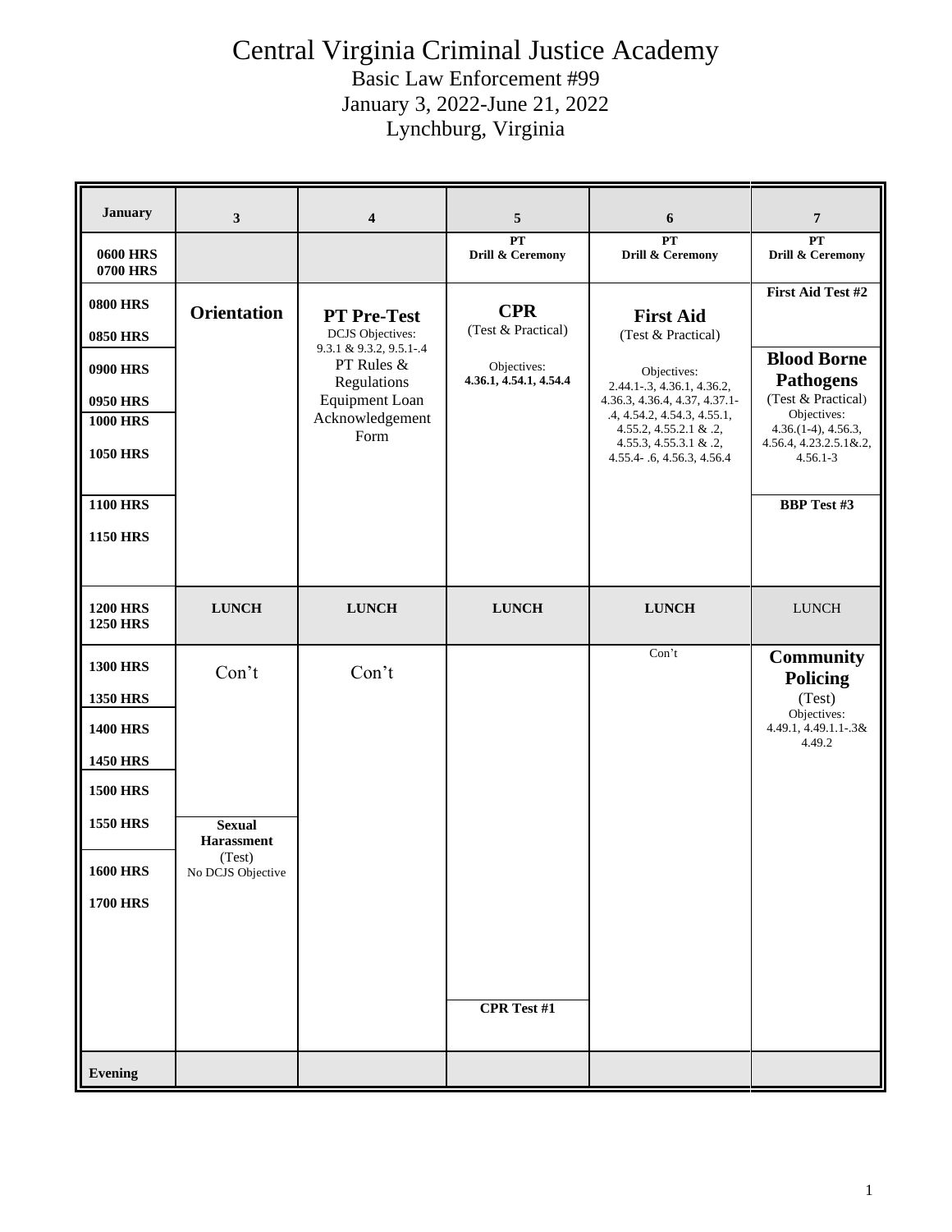# Central Virginia Criminal Justice Academy

Basic Law Enforcement #99
January 3, 2022-June 21, 2022
Lynchburg, Virginia

| January | 3 | 4 | 5 | 6 | 7 |
|---|---|---|---|---|---|
| 0600 HRS 0700 HRS | | | PT Drill & Ceremony | PT Drill & Ceremony | PT Drill & Ceremony |
| 0800 HRS | **Orientation** | **PT Pre-Test** DCJS Objectives: 9.3.1 & 9.3.2, 9.5.1-.4 PT Rules & Regulations Equipment Loan Acknowledgement Form | **CPR** (Test & Practical) Objectives: **4.36.1, 4.54.1, 4.54.4** | **First Aid** (Test & Practical) Objectives: 2.44.1-.3, 4.36.1, 4.36.2, 4.36.3, 4.36.4, 4.37, 4.37.1-.4, 4.54.2, 4.54.3, 4.55.1, 4.55.2, 4.55.2.1 & .2, 4.55.3, 4.55.3.1 & .2, 4.55.4- .6, 4.56.3, 4.56.4 | **First Aid Test #2** |
| 0850 HRS | | | | | |
| 0900 HRS | | | | | **Blood Borne Pathogens** (Test & Practical) Objectives: 4.36.(1-4), 4.56.3, 4.56.4, 4.23.2.5.1&.2, 4.56.1-3 |
| 0950 HRS | | | | | |
| 1000 HRS | | | | | |
| 1050 HRS | | | | | |
| 1100 HRS | | | | | **BBP Test #3** |
| 1150 HRS | | | | | |
| 1200 HRS 1250 HRS | **LUNCH** | **LUNCH** | **LUNCH** | **LUNCH** | LUNCH |
| 1300 HRS | Con't | Con't | | Con't | **Community Policing** (Test) Objectives: 4.49.1, 4.49.1.1-.3& 4.49.2 |
| 1350 HRS | | | | | |
| 1400 HRS | | | | | |
| 1450 HRS | | | | | |
| 1500 HRS | | | | | |
| 1550 HRS | **Sexual Harassment** (Test) No DCJS Objective | | | | |
| 1600 HRS | | | | | |
| 1700 HRS | | | **CPR Test #1** | | |
| Evening | | | | | |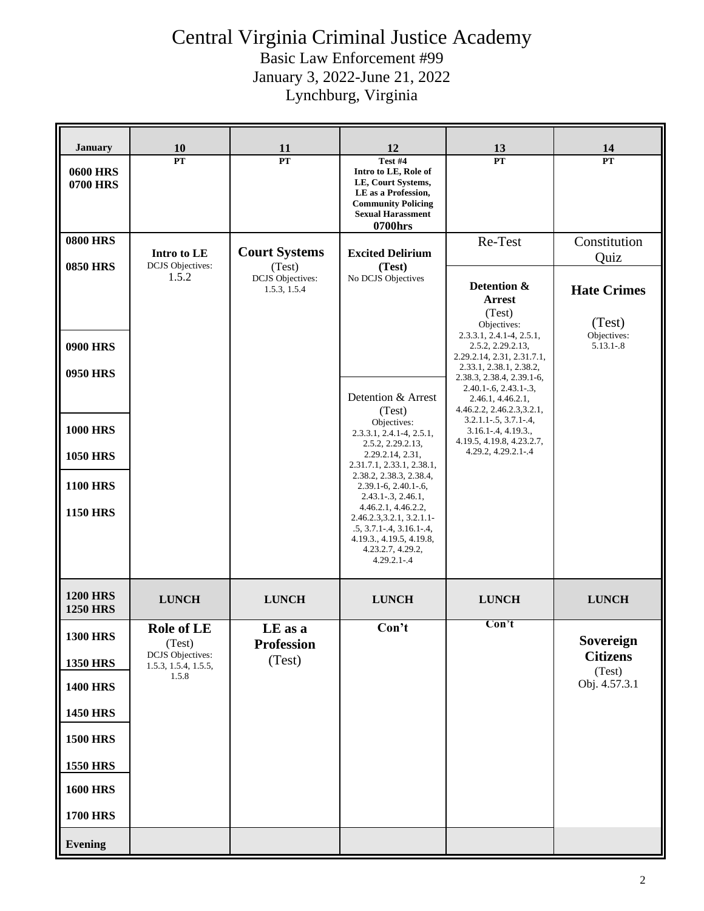# Central Virginia Criminal Justice Academy

Basic Law Enforcement #99
January 3, 2022-June 21, 2022
Lynchburg, Virginia

| January | 10 | 11 | 12 | 13 | 14 |
|---|---|---|---|---|---|
| 0600 HRS 0700 HRS | PT | PT | Test #4 Intro to LE, Role of LE, Court Systems, LE as a Profession, Community Policing Sexual Harassment 0700hrs | PT | PT |
| 0800 HRS 0850 HRS | **Intro to LE** DCJS Objectives: 1.5.2 | **Court Systems** (Test) DCJS Objectives: 1.5.3, 1.5.4 | **Excited Delirium (Test)** No DCJS Objectives | Re-Test<br>**Detention & Arrest** (Test) Objectives: 2.3.3.1, 2.4.1-4, 2.5.1, 2.5.2, 2.29.2.13, 2.29.2.14, 2.31, 2.31.7.1, 2.33.1, 2.38.1, 2.38.2, 2.38.3, 2.38.4, 2.39.1-6, 2.40.1-.6, 2.43.1-.3, 2.46.1, 4.46.2.1, 4.46.2.2, 2.46.2.3,3.2.1, 3.2.1.1-.5, 3.7.1-.4, 3.16.1-.4, 4.19.3., 4.19.5, 4.19.8, 4.23.2.7, 4.29.2, 4.29.2.1-.4 | Constitution Quiz<br>**Hate Crimes** (Test) Objectives: 5.13.1-.8 |
| 0900 HRS 0950 HRS | | | | | |
| 1000 HRS 1050 HRS | | | Detention & Arrest (Test) Objectives: 2.3.3.1, 2.4.1-4, 2.5.1, 2.5.2, 2.29.2.13, 2.29.2.14, 2.31, 2.31.7.1, 2.33.1, 2.38.1, 2.38.2, 2.38.3, 2.38.4, 2.39.1-6, 2.40.1-.6, 2.43.1-.3, 2.46.1, 4.46.2.1, 4.46.2.2, 2.46.2.3,3.2.1, 3.2.1.1-.5, 3.7.1-.4, 3.16.1-.4, 4.19.3., 4.19.5, 4.19.8, 4.23.2.7, 4.29.2, 4.29.2.1-.4 | | |
| 1100 HRS 1150 HRS | | | | | |
| 1200 HRS 1250 HRS | **LUNCH** | **LUNCH** | **LUNCH** | **LUNCH** | **LUNCH** |
| 1300 HRS 1350 HRS | **Role of LE** (Test) DCJS Objectives: 1.5.3, 1.5.4, 1.5.5, 1.5.8 | **LE as a Profession** (Test) | **Con't** | **Con't** | **Sovereign Citizens** (Test) Obj. 4.57.3.1 |
| 1400 HRS 1450 HRS | | | | | |
| 1500 HRS 1550 HRS | | | | | |
| 1600 HRS 1700 HRS | | | | | |
| Evening | | | | | |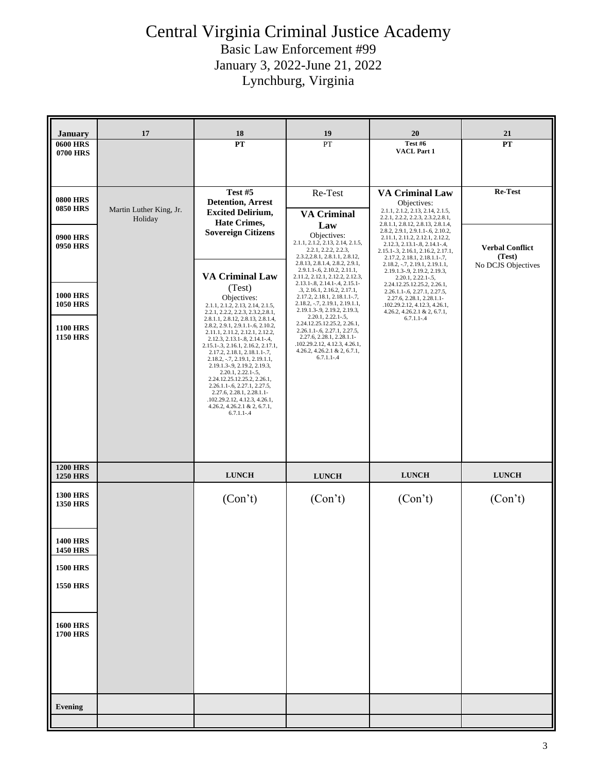# Central Virginia Criminal Justice Academy

Basic Law Enforcement #99
January 3, 2022-June 21, 2022
Lynchburg, Virginia

| January | 17 | 18 | 19 | 20 | 21 |
|---|---|---|---|---|---|
| 0600 HRS 0700 HRS | | **PT** | PT | **Test #6 VACL Part 1** | **PT** |
| 0800 HRS 0850 HRS | Martin Luther King, Jr. Holiday | **Test #5 Detention, Arrest Excited Delirium, Hate Crimes, Sovereign Citizens** | Re-Test<br><br>**VA Criminal Law**<br>Objectives: 2.1.1, 2.1.2, 2.13, 2.14, 2.1.5, 2.2.1, 2.2.2, 2.2.3, 2.3.2,2.8.1, 2.8.1.1, 2.8.12, 2.8.13, 2.8.1.4, 2.8.2, 2.9.1, 2.9.1.1-.6, 2.10.2, 2.11.1, 2.11.2, 2.12.1, 2.12.2, 2.12.3, 2.13.1-.8, 2.14.1-.4, 2.15.1-.3, 2.16.1, 2.16.2, 2.17.1, 2.17.2, 2.18.1, 2.18.1.1-.7, 2.18.2, -.7, 2.19.1, 2.19.1.1, 2.19.1.3-.9, 2.19.2, 2.19.3, 2.20.1, 2.22.1-.5, 2.24.12.25.12.25.2, 2.26.1, 2.26.1.1-.6, 2.27.1, 2.27.5, 2.27.6, 2.28.1, 2.28.1.1-.102.29.2.12, 4.12.3, 4.26.1, 4.26.2, 4.26.2.1 & 2, 6.7.1, 6.7.1.1-.4 | **VA Criminal Law**<br>Objectives: 2.1.1, 2.1.2, 2.13, 2.14, 2.1.5, 2.2.1, 2.2.2, 2.2.3, 2.3.2,2.8.1, 2.8.1.1, 2.8.12, 2.8.13, 2.8.1.4, 2.8.2, 2.9.1, 2.9.1.1-.6, 2.10.2, 2.11.1, 2.11.2, 2.12.1, 2.12.2, 2.12.3, 2.13.1-.8, 2.14.1-.4, 2.15.1-.3, 2.16.1, 2.16.2, 2.17.1, 2.17.2, 2.18.1, 2.18.1.1-.7, 2.18.2, -.7, 2.19.1, 2.19.1.1, 2.19.1.3-.9, 2.19.2, 2.19.3, 2.20.1, 2.22.1-.5, 2.24.12.25.12.25.2, 2.26.1, 2.26.1.1-.6, 2.27.1, 2.27.5, 2.27.6, 2.28.1, 2.28.1.1-.102.29.2.12, 4.12.3, 4.26.1, 4.26.2, 4.26.2.1 & 2, 6.7.1, 6.7.1.1-.4 | **Re-Test** |
| 0900 HRS 0950 HRS | | | | | **Verbal Conflict (Test)**<br>No DCJS Objectives |
| 1000 HRS 1050 HRS | | **VA Criminal Law** (Test)<br>Objectives: 2.1.1, 2.1.2, 2.13, 2.14, 2.1.5, 2.2.1, 2.2.2, 2.2.3, 2.3.2,2.8.1, 2.8.1.1, 2.8.12, 2.8.13, 2.8.1.4, 2.8.2, 2.9.1, 2.9.1.1-.6, 2.10.2, 2.11.1, 2.11.2, 2.12.1, 2.12.2, 2.12.3, 2.13.1-.8, 2.14.1-.4, 2.15.1-.3, 2.16.1, 2.16.2, 2.17.1, 2.17.2, 2.18.1, 2.18.1.1-.7, 2.18.2, -.7, 2.19.1, 2.19.1.1, 2.19.1.3-.9, 2.19.2, 2.19.3, 2.20.1, 2.22.1-.5, 2.24.12.25.12.25.2, 2.26.1, 2.26.1.1-.6, 2.27.1, 2.27.5, 2.27.6, 2.28.1, 2.28.1.1-.102.29.2.12, 4.12.3, 4.26.1, 4.26.2, 4.26.2.1 & 2, 6.7.1, 6.7.1.1-.4 | | | |
| 1100 HRS 1150 HRS | | | | | |
| 1200 HRS 1250 HRS | | **LUNCH** | **LUNCH** | **LUNCH** | **LUNCH** |
| 1300 HRS 1350 HRS | | (Con't) | (Con't) | (Con't) | (Con't) |
| 1400 HRS 1450 HRS | | | | | |
| 1500 HRS | | | | | |
| 1550 HRS | | | | | |
| 1600 HRS 1700 HRS | | | | | |
| Evening | | | | | |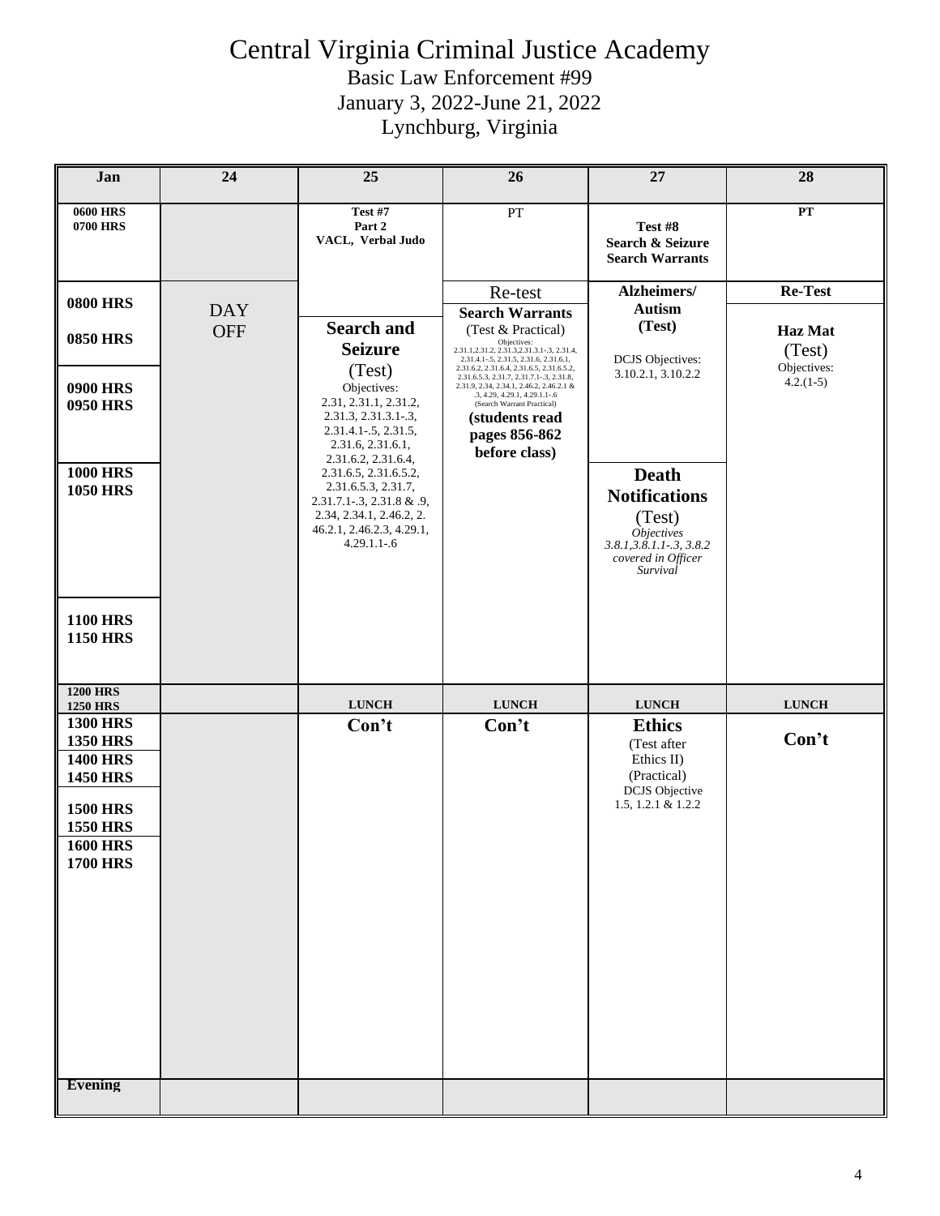# Central Virginia Criminal Justice Academy

Basic Law Enforcement #99

January 3, 2022-June 21, 2022

Lynchburg, Virginia

| Jan | 24 | 25 | 26 | 27 | 28 |
|---|---|---|---|---|---|
| 0600 HRS<br>0700 HRS | | **Test #7**<br>**Part 2**<br>**VACL, Verbal Judo** | PT | **Test #8**<br>**Search & Seizure**<br>**Search Warrants** | **PT** |
| 0800 HRS<br>0850 HRS<br>0900 HRS<br>0950 HRS | DAY OFF | **Search and Seizure**<br>(Test)<br>Objectives:<br>2.31, 2.31.1, 2.31.2, 2.31.3, 2.31.3.1-.3, 2.31.4.1-.5, 2.31.5, 2.31.6, 2.31.6.1, 2.31.6.2, 2.31.6.4, 2.31.6.5, 2.31.6.5.2, 2.31.6.5.3, 2.31.7, 2.31.7.1-.3, 2.31.8 & .9, 2.34, 2.34.1, 2.46.2, 2. 46.2.1, 2.46.2.3, 4.29.1, 4.29.1.1-.6 | Re-test<br>**Search Warrants**<br>(Test & Practical)<br>Objectives:<br>2.31.1,2.31.2, 2.31.3,2.31.3.1-.3, 2.31.4, 2.31.4.1-.5, 2.31.5, 2.31.6, 2.31.6.1, 2.31.6.2, 2.31.6.4, 2.31.6.5, 2.31.6.5.2, 2.31.6.5.3, 2.31.7, 2.31.7.1-.3, 2.31.8, 2.31.9, 2.34, 2.34.1, 2.46.2, 2.46.2.1 & .3, 4.29, 4.29.1, 4.29.1.1-.6<br>(Search Warrant Practical)<br>**(students read pages 856-862 before class)** | **Alzheimers/ Autism**<br>**(Test)**<br>DCJS Objectives:<br>3.10.2.1, 3.10.2.2 | **Re-Test**<br>**Haz Mat**<br>(Test)<br>Objectives:<br>4.2.(1-5) |
| 1000 HRS<br>1050 HRS | | | | **Death Notifications**<br>(Test)<br>*Objectives 3.8.1,3.8.1.1-.3, 3.8.2 covered in Officer Survival* | |
| 1100 HRS<br>1150 HRS | | | | | |
| 1200 HRS<br>1250 HRS | | **LUNCH** | **LUNCH** | **LUNCH** | **LUNCH** |
| 1300 HRS<br>1350 HRS<br>1400 HRS<br>1450 HRS<br>1500 HRS<br>1550 HRS<br>1600 HRS<br>1700 HRS | | **Con't** | **Con't** | **Ethics**<br>(Test after Ethics II)<br>(Practical)<br>DCJS Objective<br>1.5, 1.2.1 & 1.2.2 | **Con't** |
| **Evening** | | | | | |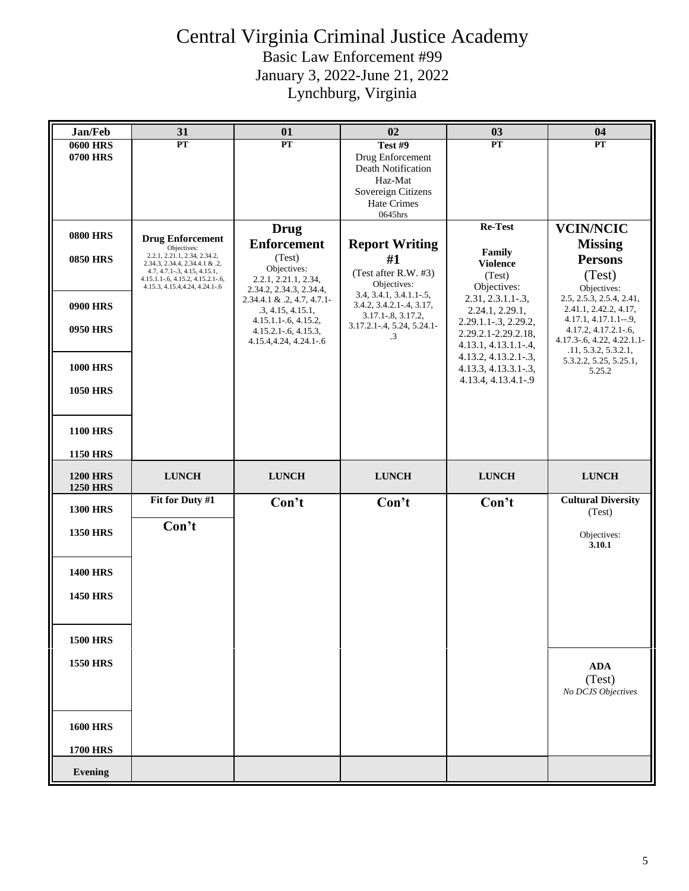# Central Virginia Criminal Justice Academy

Basic Law Enforcement #99
January 3, 2022-June 21, 2022
Lynchburg, Virginia

| Jan/Feb | 31 | 01 | 02 | 03 | 04 |
|---|---|---|---|---|---|
| 0600 HRS 0700 HRS | PT | PT | Test #9 Drug Enforcement Death Notification Haz-Mat Sovereign Citizens Hate Crimes 0645hrs | PT | PT |
| 0800 HRS 0850 HRS 0900 HRS 0950 HRS 1000 HRS 1050 HRS 1100 HRS 1150 HRS | **Drug Enforcement** Objectives: 2.2.1, 2.21.1, 2.34, 2.34.2, 2.34.3, 2.34.4, 2.34.4.1 & .2, 4.7, 4.7.1-.3, 4.15, 4.15.1, 4.15.1.1-.6, 4.15.2, 4.15.2.1-.6, 4.15.3, 4.15.4,4.24, 4.24.1-.6 | **Drug Enforcement** (Test) Objectives: 2.2.1, 2.21.1, 2.34, 2.34.2, 2.34.3, 2.34.4, 2.34.4.1 & .2, 4.7, 4.7.1-.3, 4.15, 4.15.1, 4.15.1.1-.6, 4.15.2, 4.15.2.1-.6, 4.15.3, 4.15.4,4.24, 4.24.1-.6 | **Report Writing #1** (Test after R.W. #3) Objectives: 3.4, 3.4.1, 3.4.1.1-.5, 3.4.2, 3.4.2.1-.4, 3.17, 3.17.1-.8, 3.17.2, 3.17.2.1-.4, 5.24, 5.24.1-.3 | **Re-Test** **Family Violence** (Test) Objectives: 2.31, 2.3.1.1-.3, 2.24.1, 2.29.1, 2.29.1.1-.3, 2.29.2, 2.29.2.1-2.29.2.18, 4.13.1, 4.13.1.1-.4, 4.13.2, 4.13.2.1-.3, 4.13.3, 4.13.3.1-.3, 4.13.4, 4.13.4.1-.9 | **VCIN/NCIC Missing Persons** (Test) Objectives: 2.5, 2.5.3, 2.5.4, 2.41, 2.41.1, 2.42.2, 4.17, 4.17.1, 4.17.1.1--.9, 4.17.2, 4.17.2.1-.6, 4.17.3-.6, 4.22, 4.22.1.1-.11, 5.3.2, 5.3.2.1, 5.3.2.2, 5.25, 5.25.1, 5.25.2 |
| 1200 HRS 1250 HRS | LUNCH | LUNCH | LUNCH | LUNCH | LUNCH |
| 1300 HRS | **Fit for Duty #1** | **Con't** | **Con't** | **Con't** | **Cultural Diversity** (Test) Objectives: **3.10.1** |
| 1350 HRS 1400 HRS 1450 HRS 1500 HRS | **Con't** | | | | |
| 1550 HRS 1600 HRS 1700 HRS | | | | | **ADA** (Test) *No DCJS Objectives* |
| Evening | | | | | |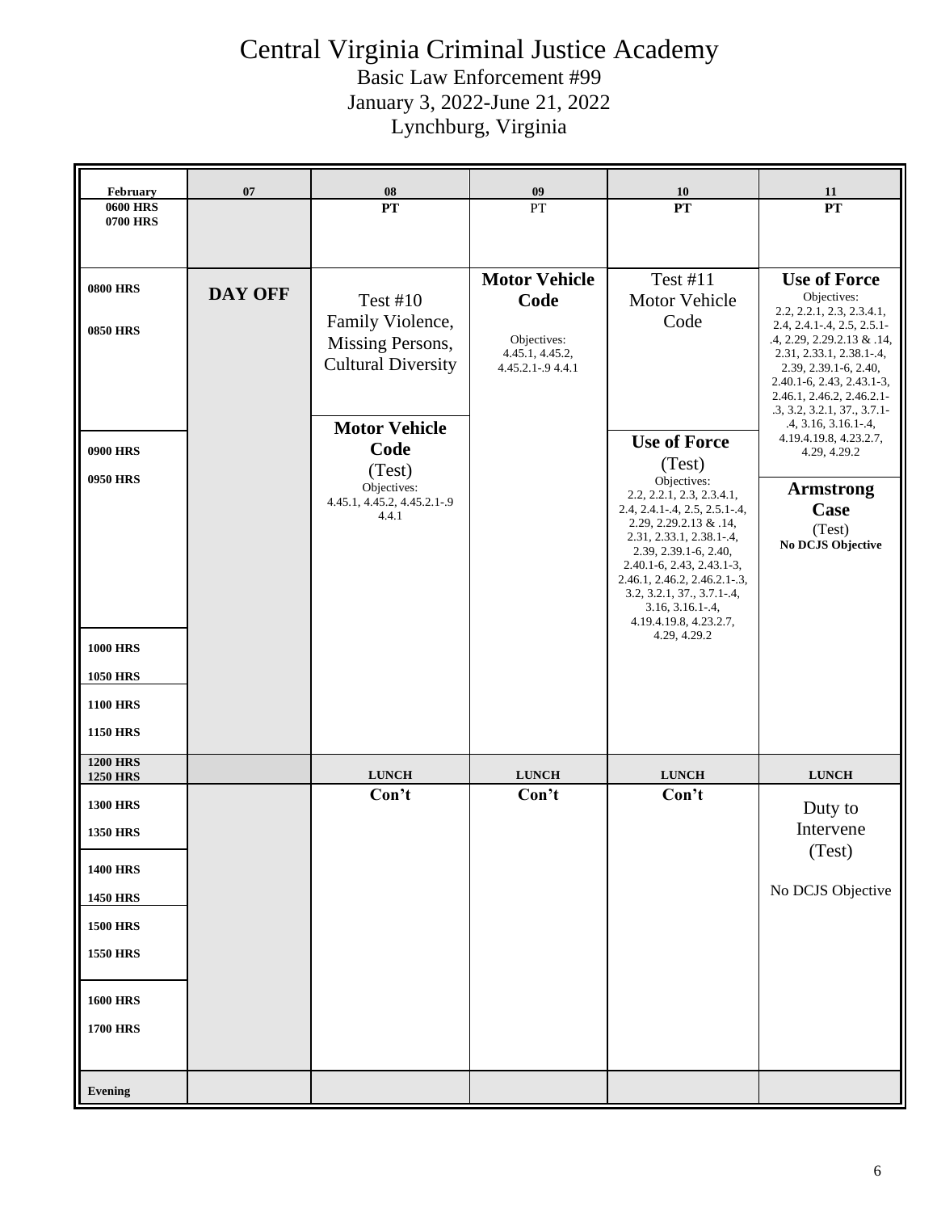# Central Virginia Criminal Justice Academy

Basic Law Enforcement #99

January 3, 2022-June 21, 2022

Lynchburg, Virginia

| February | 07 | 08 | 09 | 10 | 11 |
|---|---|---|---|---|---|
| 0600 HRS 0700 HRS | | PT | PT | PT | PT |
| 0800 HRS 0850 HRS | DAY OFF | Test #10 Family Violence, Missing Persons, Cultural Diversity | **Motor Vehicle Code** Objectives: 4.45.1, 4.45.2, 4.45.2.1-.9 4.4.1 | Test #11 Motor Vehicle Code | **Use of Force** Objectives: 2.2, 2.2.1, 2.3, 2.3.4.1, 2.4, 2.4.1-.4, 2.5, 2.5.1-.4, 2.29, 2.29.2.13 & .14, 2.31, 2.33.1, 2.38.1-.4, 2.39, 2.39.1-6, 2.40, 2.40.1-6, 2.43, 2.43.1-3, 2.46.1, 2.46.2, 2.46.2.1-.3, 3.2, 3.2.1, 37., 3.7.1-.4, 3.16, 3.16.1-.4, 4.19.4.19.8, 4.23.2.7, 4.29, 4.29.2 |
| 0900 HRS 0950 HRS | | **Motor Vehicle Code** (Test) Objectives: 4.45.1, 4.45.2, 4.45.2.1-.9 4.4.1 | | **Use of Force** (Test) Objectives: 2.2, 2.2.1, 2.3, 2.3.4.1, 2.4, 2.4.1-.4, 2.5, 2.5.1-.4, 2.29, 2.29.2.13 & .14, 2.31, 2.33.1, 2.38.1-.4, 2.39, 2.39.1-6, 2.40, 2.40.1-6, 2.43, 2.43.1-3, 2.46.1, 2.46.2, 2.46.2.1-.3, 3.2, 3.2.1, 37., 3.7.1-.4, 3.16, 3.16.1-.4, 4.19.4.19.8, 4.23.2.7, 4.29, 4.29.2 | **Armstrong Case** (Test) **No DCJS Objective** |
| 1000 HRS 1050 HRS | | | | | |
| 1100 HRS 1150 HRS | | | | | |
| 1200 HRS 1250 HRS | | LUNCH | LUNCH | LUNCH | LUNCH |
| 1300 HRS 1350 HRS | | Con't | Con't | Con't | Duty to Intervene (Test) No DCJS Objective |
| 1400 HRS 1450 HRS | | | | | |
| 1500 HRS 1550 HRS | | | | | |
| 1600 HRS 1700 HRS | | | | | |
| Evening | | | | | |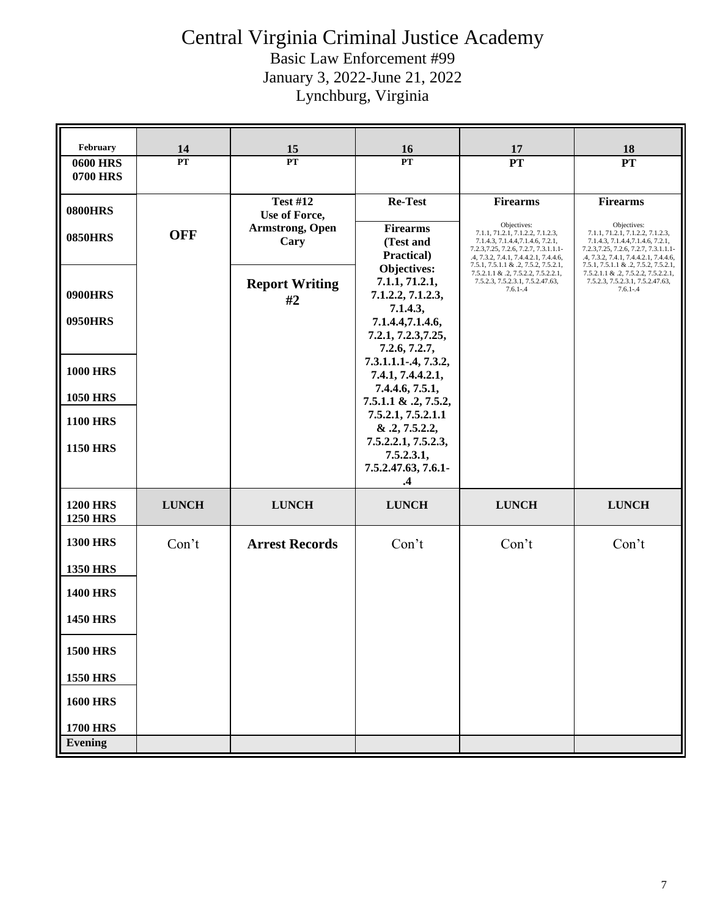# Central Virginia Criminal Justice Academy

Basic Law Enforcement #99
January 3, 2022-June 21, 2022
Lynchburg, Virginia

| February | 14 | 15 | 16 | 17 | 18 |
|---|---|---|---|---|---|
| 0600 HRS 0700 HRS | PT | PT | PT | PT | PT |
| 0800HRS 0850HRS | OFF | Test #12 Use of Force, Armstrong, Open Cary | Re-Test / Firearms (Test and Practical) Objectives: 7.1.1, 71.2.1, 7.1.2.2, 7.1.2.3, 7.1.4.3, 7.1.4.4,7.1.4.6, 7.2.1, 7.2.3,7.25, 7.2.6, 7.2.7, 7.3.1.1.1-.4, 7.3.2, 7.4.1, 7.4.4.2.1, 7.4.4.6, 7.5.1, 7.5.1.1 & .2, 7.5.2, 7.5.2.1, 7.5.2.1.1 & .2, 7.5.2.2, 7.5.2.2.1, 7.5.2.3, 7.5.2.3.1, 7.5.2.47.63, 7.6.1-.4 | Firearms Objectives: 7.1.1, 71.2.1, 7.1.2.2, 7.1.2.3, 7.1.4.3, 7.1.4.4,7.1.4.6, 7.2.1, 7.2.3,7.25, 7.2.6, 7.2.7, 7.3.1.1.1-.4, 7.3.2, 7.4.1, 7.4.4.2.1, 7.4.4.6, 7.5.1, 7.5.1.1 & .2, 7.5.2, 7.5.2.1, 7.5.2.1.1 & .2, 7.5.2.2, 7.5.2.2.1, 7.5.2.3, 7.5.2.3.1, 7.5.2.47.63, 7.6.1-.4 | Firearms Objectives: 7.1.1, 71.2.1, 7.1.2.2, 7.1.2.3, 7.1.4.3, 7.1.4.4,7.1.4.6, 7.2.1, 7.2.3,7.25, 7.2.6, 7.2.7, 7.3.1.1.1-.4, 7.3.2, 7.4.1, 7.4.4.2.1, 7.4.4.6, 7.5.1, 7.5.1.1 & .2, 7.5.2, 7.5.2.1, 7.5.2.1.1 & .2, 7.5.2.2, 7.5.2.2.1, 7.5.2.3, 7.5.2.3.1, 7.5.2.47.63, 7.6.1-.4 |
| 0900HRS 0950HRS | | Report Writing #2 | | | |
| 1000 HRS 1050 HRS | | | | | |
| 1100 HRS 1150 HRS | | | | | |
| 1200 HRS 1250 HRS | LUNCH | LUNCH | LUNCH | LUNCH | LUNCH |
| 1300 HRS 1350 HRS | Con't | Arrest Records | Con't | Con't | Con't |
| 1400 HRS 1450 HRS | | | | | |
| 1500 HRS 1550 HRS | | | | | |
| 1600 HRS 1700 HRS | | | | | |
| Evening | | | | | |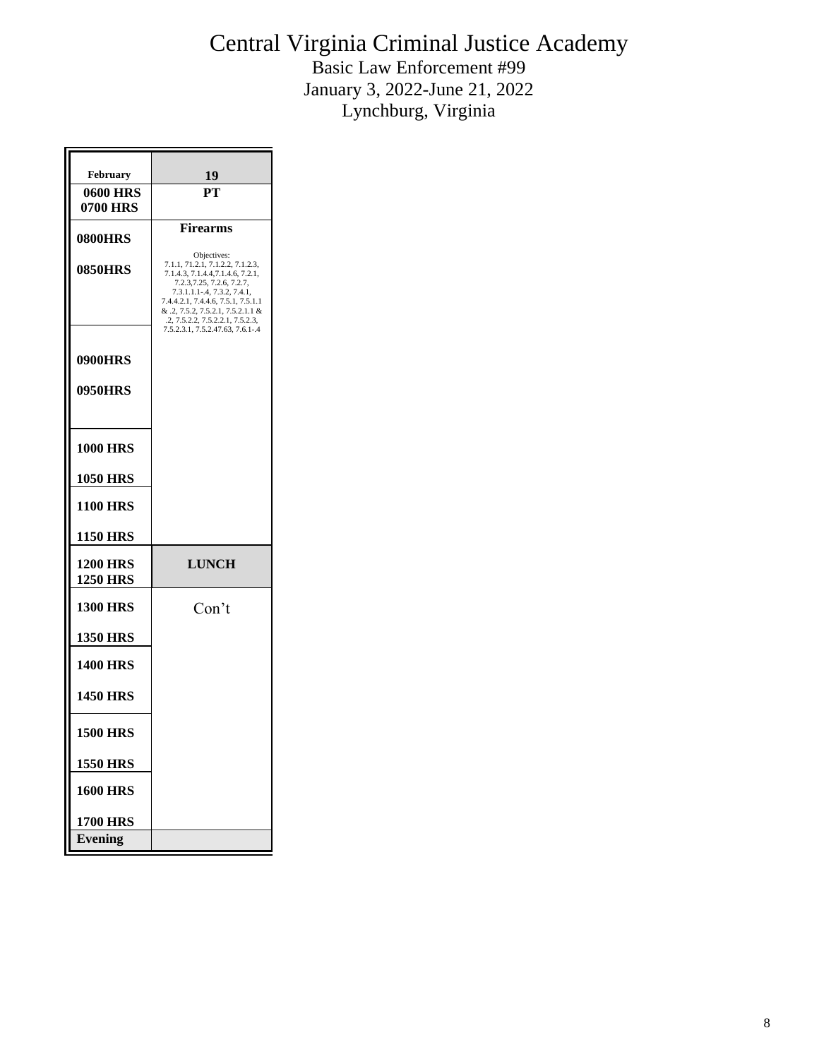# Central Virginia Criminal Justice Academy

Basic Law Enforcement #99
January 3, 2022-June 21, 2022
Lynchburg, Virginia

| February | 19 |
|---|---|
| 0600 HRS<br>0700 HRS | PT |
| 0800HRS<br><br>0850HRS | **Firearms**<br><br>Objectives:<br>7.1.1, 71.2.1, 7.1.2.2, 7.1.2.3, 7.1.4.3, 7.1.4.4,7.1.4.6, 7.2.1, 7.2.3,7.25, 7.2.6, 7.2.7, 7.3.1.1.1-.4, 7.3.2, 7.4.1, 7.4.4.2.1, 7.4.4.6, 7.5.1, 7.5.1.1 & .2, 7.5.2, 7.5.2.1, 7.5.2.1.1 & .2, 7.5.2.2, 7.5.2.2.1, 7.5.2.3, 7.5.2.3.1, 7.5.2.47.63, 7.6.1-.4 |
| 0900HRS<br><br>0950HRS | |
| 1000 HRS<br><br>1050 HRS | |
| 1100 HRS<br><br>1150 HRS | |
| 1200 HRS<br>1250 HRS | **LUNCH** |
| 1300 HRS<br><br>1350 HRS | Con't |
| 1400 HRS<br><br>1450 HRS | |
| 1500 HRS<br><br>1550 HRS | |
| 1600 HRS<br><br>1700 HRS | |
| Evening | |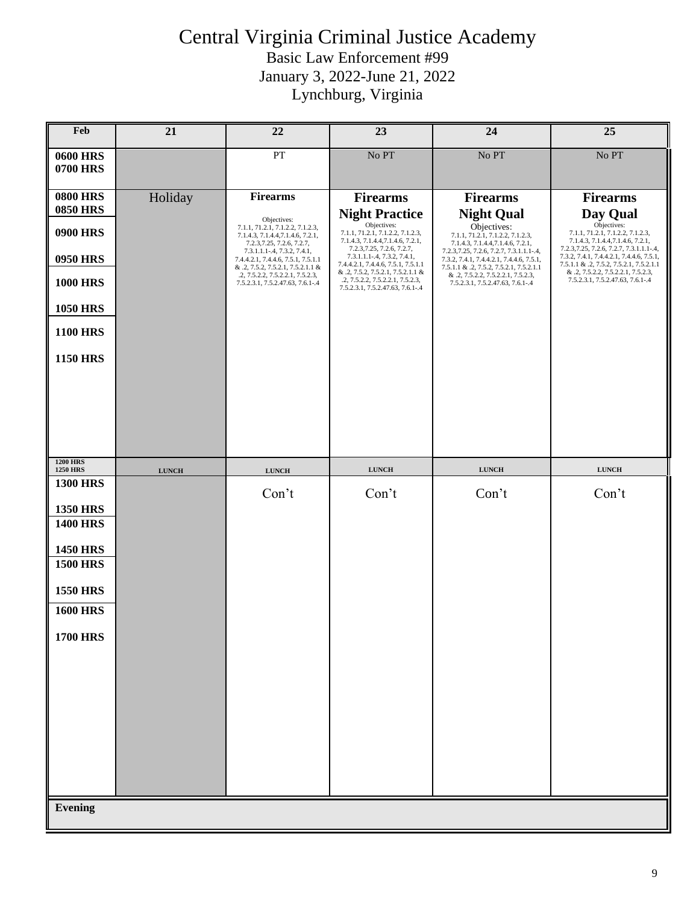# Central Virginia Criminal Justice Academy

Basic Law Enforcement #99

January 3, 2022-June 21, 2022

Lynchburg, Virginia

| Feb | 21 | 22 | 23 | 24 | 25 |
|---|---|---|---|---|---|
| 0600 HRS 0700 HRS | | PT | No PT | No PT | No PT |
| 0800 HRS 0850 HRS 0900 HRS 0950 HRS 1000 HRS 1050 HRS 1100 HRS 1150 HRS | Holiday | **Firearms** Objectives: 7.1.1, 71.2.1, 7.1.2.2, 7.1.2.3, 7.1.4.3, 7.1.4.4,7.1.4.6, 7.2.1, 7.2.3,7.25, 7.2.6, 7.2.7, 7.3.1.1.1-.4, 7.3.2, 7.4.1, 7.4.4.2.1, 7.4.4.6, 7.5.1, 7.5.1.1 & .2, 7.5.2, 7.5.2.1, 7.5.2.1.1 & .2, 7.5.2.2, 7.5.2.2.1, 7.5.2.3, 7.5.2.3.1, 7.5.2.47.63, 7.6.1-.4 | **Firearms Night Practice** Objectives: 7.1.1, 71.2.1, 7.1.2.2, 7.1.2.3, 7.1.4.3, 7.1.4.4,7.1.4.6, 7.2.1, 7.2.3,7.25, 7.2.6, 7.2.7, 7.3.1.1.1-.4, 7.3.2, 7.4.1, 7.4.4.2.1, 7.4.4.6, 7.5.1, 7.5.1.1 & .2, 7.5.2, 7.5.2.1, 7.5.2.1.1 & .2, 7.5.2.2, 7.5.2.2.1, 7.5.2.3, 7.5.2.3.1, 7.5.2.47.63, 7.6.1-.4 | **Firearms Night Qual** Objectives: 7.1.1, 71.2.1, 7.1.2.2, 7.1.2.3, 7.1.4.3, 7.1.4.4,7.1.4.6, 7.2.1, 7.2.3,7.25, 7.2.6, 7.2.7, 7.3.1.1.1-.4, 7.3.2, 7.4.1, 7.4.4.2.1, 7.4.4.6, 7.5.1, 7.5.1.1 & .2, 7.5.2, 7.5.2.1, 7.5.2.1.1 & .2, 7.5.2.2, 7.5.2.2.1, 7.5.2.3, 7.5.2.3.1, 7.5.2.47.63, 7.6.1-.4 | **Firearms Day Qual** Objectives: 7.1.1, 71.2.1, 7.1.2.2, 7.1.2.3, 7.1.4.3, 7.1.4.4,7.1.4.6, 7.2.1, 7.2.3,7.25, 7.2.6, 7.2.7, 7.3.1.1.1-.4, 7.3.2, 7.4.1, 7.4.4.2.1, 7.4.4.6, 7.5.1, 7.5.1.1 & .2, 7.5.2, 7.5.2.1, 7.5.2.1.1 & .2, 7.5.2.2, 7.5.2.2.1, 7.5.2.3, 7.5.2.3.1, 7.5.2.47.63, 7.6.1-.4 |
| 1200 HRS 1250 HRS | LUNCH | LUNCH | LUNCH | LUNCH | LUNCH |
| 1300 HRS 1350 HRS 1400 HRS 1450 HRS 1500 HRS 1550 HRS 1600 HRS 1700 HRS | | Con't | Con't | Con't | Con't |
| Evening | | | | | |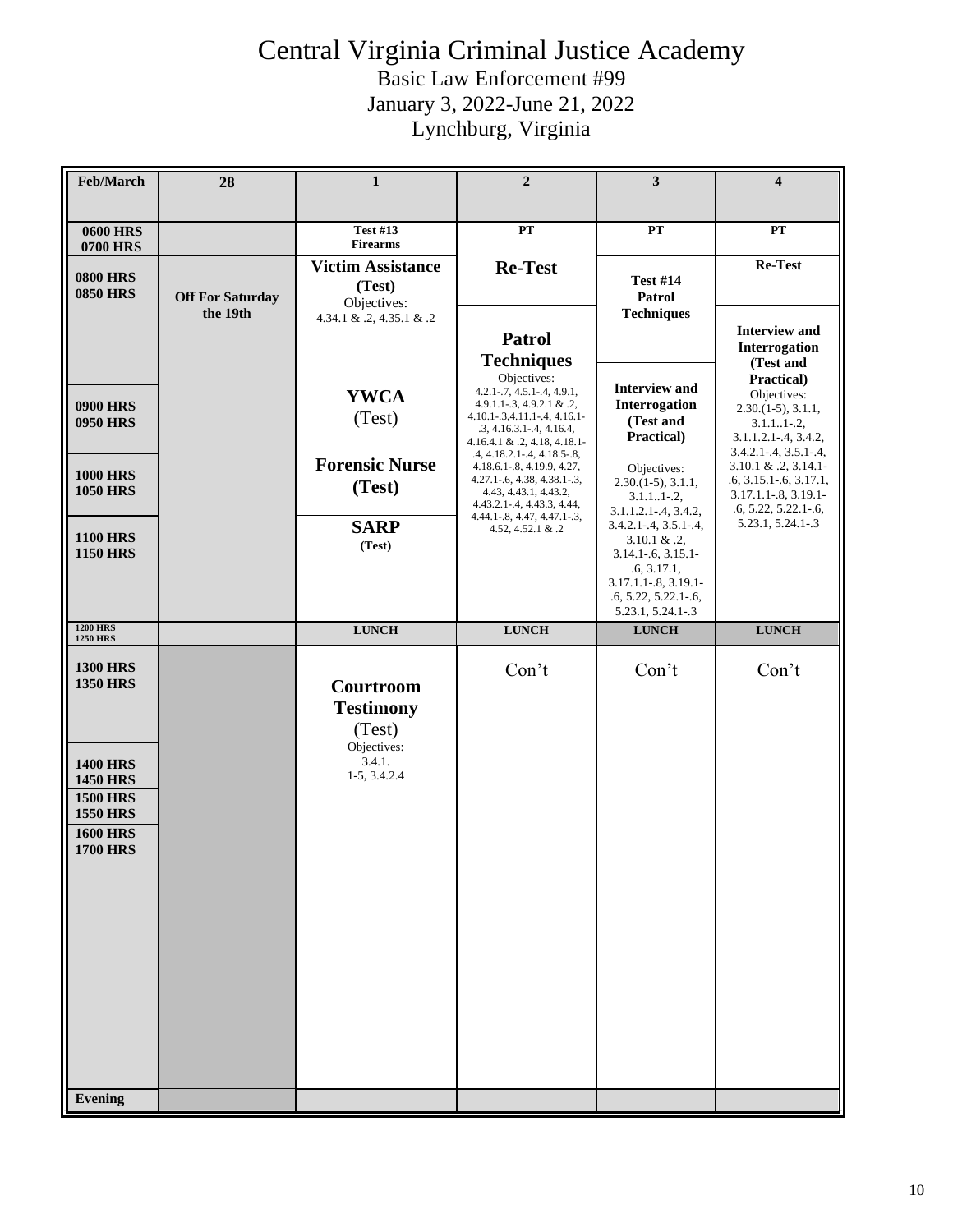# Central Virginia Criminal Justice Academy

Basic Law Enforcement #99

January 3, 2022-June 21, 2022

Lynchburg, Virginia

| Feb/March | 28 | 1 | 2 | 3 | 4 |
|---|---|---|---|---|---|
| 0600 HRS 0700 HRS | | **Test #13 Firearms** | **PT** | **PT** | **PT** |
| 0800 HRS 0850 HRS | **Off For Saturday the 19th** | **Victim Assistance (Test)** Objectives: 4.34.1 & .2, 4.35.1 & .2 | **Re-Test** | **Test #14 Patrol Techniques** | **Re-Test** |
| | | | **Patrol Techniques** Objectives: 4.2.1-.7, 4.5.1-.4, 4.9.1, 4.9.1.1-.3, 4.9.2.1 & .2, 4.10.1-.3,4.11.1-.4, 4.16.1-.3, 4.16.3.1-.4, 4.16.4, 4.16.4.1 & .2, 4.18, 4.18.1-.4, 4.18.2.1-.4, 4.18.5-.8, 4.18.6.1-.8, 4.19.9, 4.27, 4.27.1-.6, 4.38, 4.38.1-.3, 4.43, 4.43.1, 4.43.2, 4.43.2.1-.4, 4.43.3, 4.44, 4.44.1-.8, 4.47, 4.47.1-.3, 4.52, 4.52.1 & .2 | | **Interview and Interrogation (Test and Practical)** Objectives: 2.30.(1-5), 3.1.1, 3.1.1..1-.2, 3.1.1.2.1-.4, 3.4.2, 3.4.2.1-.4, 3.5.1-.4, 3.10.1 & .2, 3.14.1-.6, 3.15.1-.6, 3.17.1, 3.17.1.1-.8, 3.19.1-.6, 5.22, 5.22.1-.6, 5.23.1, 5.24.1-.3 |
| 0900 HRS 0950 HRS | | **YWCA** (Test) | | **Interview and Interrogation (Test and Practical)** Objectives: 2.30.(1-5), 3.1.1, 3.1.1..1-.2, 3.1.1.2.1-.4, 3.4.2, 3.4.2.1-.4, 3.5.1-.4, 3.10.1 & .2, 3.14.1-.6, 3.15.1-.6, 3.17.1, 3.17.1.1-.8, 3.19.1-.6, 5.22, 5.22.1-.6, 5.23.1, 5.24.1-.3 | |
| 1000 HRS 1050 HRS | | **Forensic Nurse (Test)** | | | |
| 1100 HRS 1150 HRS | | **SARP (Test)** | | | |
| 1200 HRS 1250 HRS | | **LUNCH** | **LUNCH** | **LUNCH** | **LUNCH** |
| 1300 HRS 1350 HRS | | **Courtroom Testimony** (Test) Objectives: 3.4.1. 1-5, 3.4.2.4 | Con't | Con't | Con't |
| 1400 HRS 1450 HRS | | | | | |
| 1500 HRS 1550 HRS | | | | | |
| 1600 HRS 1700 HRS | | | | | |
| Evening | | | | | |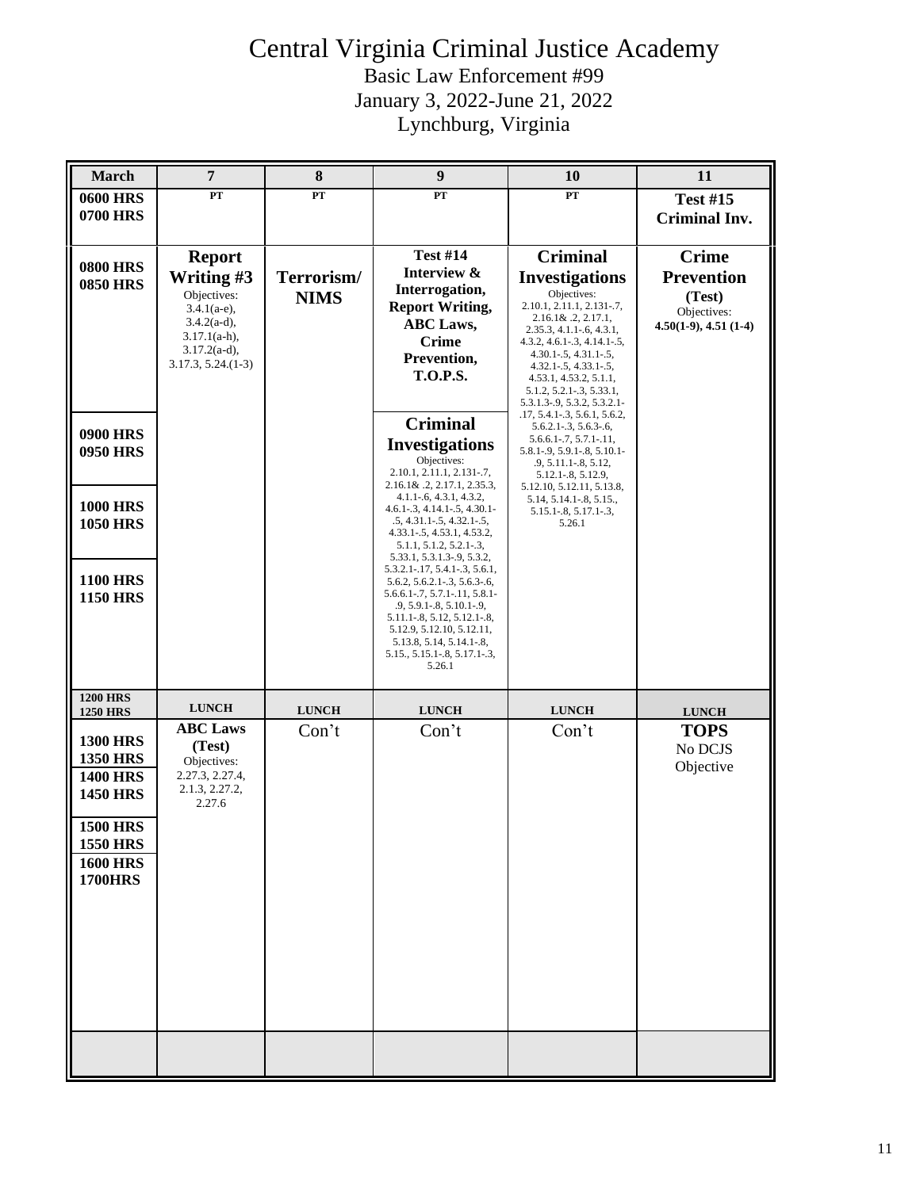# Central Virginia Criminal Justice Academy

Basic Law Enforcement #99
January 3, 2022-June 21, 2022
Lynchburg, Virginia

| March | 7 | 8 | 9 | 10 | 11 |
|---|---|---|---|---|---|
| 0600 HRS 0700 HRS | PT | PT | PT | PT | **Test #15 Criminal Inv.** |
| 0800 HRS 0850 HRS | **Report Writing #3** Objectives: 3.4.1(a-e), 3.4.2(a-d), 3.17.1(a-h), 3.17.2(a-d), 3.17.3, 5.24.(1-3) | **Terrorism/ NIMS** | **Test #14 Interview & Interrogation, Report Writing, ABC Laws, Crime Prevention, T.O.P.S.** | **Criminal Investigations** Objectives: 2.10.1, 2.11.1, 2.131-.7, 2.16.1& .2, 2.17.1, 2.35.3, 4.1.1-.6, 4.3.1, 4.3.2, 4.6.1-.3, 4.14.1-.5, 4.30.1-.5, 4.31.1-.5, 4.32.1-.5, 4.33.1-.5, 4.53.1, 4.53.2, 5.1.1, 5.1.2, 5.2.1-.3, 5.33.1, 5.3.1.3-.9, 5.3.2, 5.3.2.1-.17, 5.4.1-.3, 5.6.1, 5.6.2, 5.6.2.1-.3, 5.6.3-.6, 5.6.6.1-.7, 5.7.1-.11, 5.8.1-.9, 5.9.1-.8, 5.10.1-.9, 5.11.1-.8, 5.12, 5.12.1-.8, 5.12.9, 5.12.10, 5.12.11, 5.13.8, 5.14, 5.14.1-.8, 5.15., 5.15.1-.8, 5.17.1-.3, 5.26.1 | **Crime Prevention (Test)** Objectives: **4.50(1-9), 4.51 (1-4)** |
| 0900 HRS 0950 HRS | | | **Criminal Investigations** Objectives: 2.10.1, 2.11.1, 2.131-.7, 2.16.1& .2, 2.17.1, 2.35.3, 4.1.1-.6, 4.3.1, 4.3.2, 4.6.1-.3, 4.14.1-.5, 4.30.1-.5, 4.31.1-.5, 4.32.1-.5, 4.33.1-.5, 4.53.1, 4.53.2, 5.1.1, 5.1.2, 5.2.1-.3, 5.33.1, 5.3.1.3-.9, 5.3.2, 5.3.2.1-.17, 5.4.1-.3, 5.6.1, 5.6.2, 5.6.2.1-.3, 5.6.3-.6, 5.6.6.1-.7, 5.7.1-.11, 5.8.1-.9, 5.9.1-.8, 5.10.1-.9, 5.11.1-.8, 5.12, 5.12.1-.8, 5.12.9, 5.12.10, 5.12.11, 5.13.8, 5.14, 5.14.1-.8, 5.15., 5.15.1-.8, 5.17.1-.3, 5.26.1 | | |
| 1000 HRS 1050 HRS | | | | | |
| 1100 HRS 1150 HRS | | | | | |
| 1200 HRS 1250 HRS | LUNCH | LUNCH | LUNCH | LUNCH | LUNCH |
| 1300 HRS 1350 HRS | **ABC Laws (Test)** Objectives: 2.27.3, 2.27.4, 2.1.3, 2.27.2, 2.27.6 | Con't | Con't | Con't | **TOPS** No DCJS Objective |
| 1400 HRS 1450 HRS | | | | | |
| 1500 HRS 1550 HRS | | | | | |
| 1600 HRS 1700HRS | | | | | |
| | | | | | |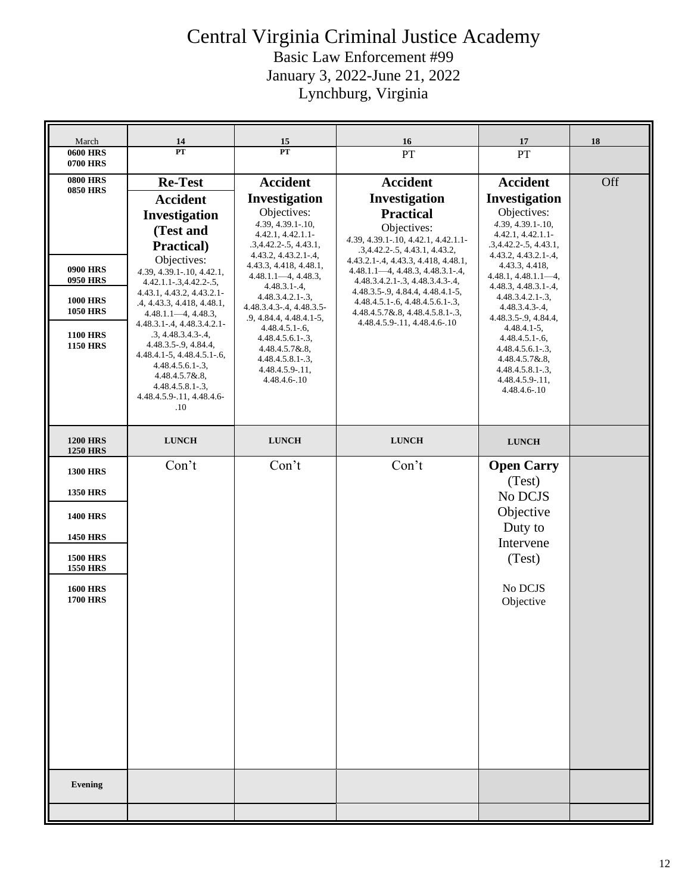# Central Virginia Criminal Justice Academy

Basic Law Enforcement #99

January 3, 2022-June 21, 2022

Lynchburg, Virginia

| March | 14 | 15 | 16 | 17 | 18 |
|---|---|---|---|---|---|
| 0600 HRS<br>0700 HRS | PT | PT | PT | PT | |
| 0800 HRS<br>0850 HRS<br>0900 HRS<br>0950 HRS<br>1000 HRS<br>1050 HRS<br>1100 HRS<br>1150 HRS | **Re-Test**<br>**Accident Investigation (Test and Practical)**<br>Objectives:<br>4.39, 4.39.1-.10, 4.42.1, 4.42.1.1-.3,4.42.2-.5, 4.43.1, 4.43.2, 4.43.2.1-.4, 4.43.3, 4.418, 4.48.1, 4.48.1.1—4, 4.48.3, 4.48.3.1-.4, 4.48.3.4.2.1-.3, 4.48.3.4.3-.4, 4.48.3.5-.9, 4.84.4, 4.48.4.1-5, 4.48.4.5.1-.6, 4.48.4.5.6.1-.3, 4.48.4.5.7&.8, 4.48.4.5.8.1-.3, 4.48.4.5.9-.11, 4.48.4.6-.10 | **Accident Investigation**<br>Objectives:<br>4.39, 4.39.1-.10, 4.42.1, 4.42.1.1-.3,4.42.2-.5, 4.43.1, 4.43.2, 4.43.2.1-.4, 4.43.3, 4.418, 4.48.1, 4.48.1.1—4, 4.48.3, 4.48.3.1-.4, 4.48.3.4.2.1-.3, 4.48.3.4.3-.4, 4.48.3.5-.9, 4.84.4, 4.48.4.1-5, 4.48.4.5.1-.6, 4.48.4.5.6.1-.3, 4.48.4.5.7&.8, 4.48.4.5.8.1-.3, 4.48.4.5.9-.11, 4.48.4.6-.10 | **Accident Investigation Practical**<br>Objectives:<br>4.39, 4.39.1-.10, 4.42.1, 4.42.1.1-.3,4.42.2-.5, 4.43.1, 4.43.2, 4.43.2.1-.4, 4.43.3, 4.418, 4.48.1, 4.48.1.1—4, 4.48.3, 4.48.3.1-.4, 4.48.3.4.2.1-.3, 4.48.3.4.3-.4, 4.48.3.5-.9, 4.84.4, 4.48.4.1-5, 4.48.4.5.1-.6, 4.48.4.5.6.1-.3, 4.48.4.5.7&.8, 4.48.4.5.8.1-.3, 4.48.4.5.9-.11, 4.48.4.6-.10 | **Accident Investigation**<br>Objectives:<br>4.39, 4.39.1-.10, 4.42.1, 4.42.1.1-.3,4.42.2-.5, 4.43.1, 4.43.2, 4.43.2.1-.4, 4.43.3, 4.418, 4.48.1, 4.48.1.1—4, 4.48.3, 4.48.3.1-.4, 4.48.3.4.2.1-.3, 4.48.3.4.3-.4, 4.48.3.5-.9, 4.84.4, 4.48.4.1-5, 4.48.4.5.1-.6, 4.48.4.5.6.1-.3, 4.48.4.5.7&.8, 4.48.4.5.8.1-.3, 4.48.4.5.9-.11, 4.48.4.6-.10 | Off |
| 1200 HRS<br>1250 HRS | LUNCH | LUNCH | LUNCH | LUNCH | |
| 1300 HRS<br>1350 HRS<br>1400 HRS<br>1450 HRS<br>1500 HRS<br>1550 HRS<br>1600 HRS<br>1700 HRS | Con't | Con't | Con't | **Open Carry** (Test)<br>No DCJS Objective<br>Duty to Intervene (Test)<br>No DCJS Objective | |
| Evening | | | | | |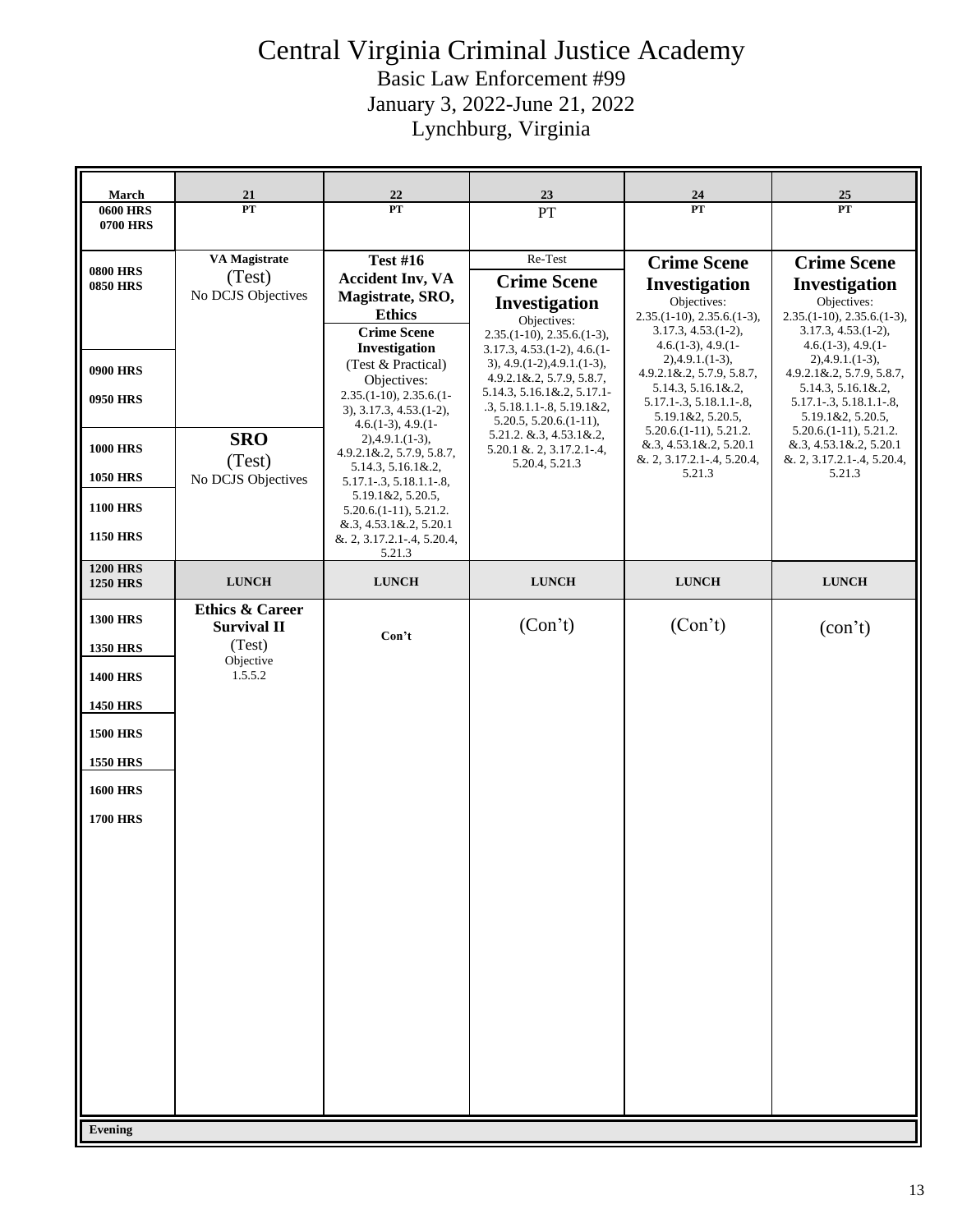# Central Virginia Criminal Justice Academy

Basic Law Enforcement #99
January 3, 2022-June 21, 2022
Lynchburg, Virginia

| March | 21 | 22 | 23 | 24 | 25 |
|---|---|---|---|---|---|
| 0600 HRS 0700 HRS | PT | PT | PT | PT | PT |
| 0800 HRS 0850 HRS 0900 HRS 0950 HRS | **VA Magistrate** (Test) No DCJS Objectives | **Test #16 Accident Inv, VA Magistrate, SRO, Ethics** **Crime Scene Investigation** (Test & Practical) Objectives: 2.35.(1-10), 2.35.6.(1-3), 3.17.3, 4.53.(1-2), 4.6.(1-3), 4.9.(1-2),4.9.1.(1-3), 4.9.2.1&.2, 5.7.9, 5.8.7, 5.14.3, 5.16.1&.2, 5.17.1-.3, 5.18.1.1-.8, 5.19.1&2, 5.20.5, 5.20.6.(1-11), 5.21.2. &.3, 4.53.1&.2, 5.20.1 &. 2, 3.17.2.1-.4, 5.20.4, 5.21.3 | Re-Test **Crime Scene Investigation** Objectives: 2.35.(1-10), 2.35.6.(1-3), 3.17.3, 4.53.(1-2), 4.6.(1-3), 4.9.(1-2),4.9.1.(1-3), 4.9.2.1&.2, 5.7.9, 5.8.7, 5.14.3, 5.16.1&.2, 5.17.1-.3, 5.18.1.1-.8, 5.19.1&2, 5.20.5, 5.20.6.(1-11), 5.21.2. &.3, 4.53.1&.2, 5.20.1 &. 2, 3.17.2.1-.4, 5.20.4, 5.21.3 | **Crime Scene Investigation** Objectives: 2.35.(1-10), 2.35.6.(1-3), 3.17.3, 4.53.(1-2), 4.6.(1-3), 4.9.(1-2),4.9.1.(1-3), 4.9.2.1&.2, 5.7.9, 5.8.7, 5.14.3, 5.16.1&.2, 5.17.1-.3, 5.18.1.1-.8, 5.19.1&2, 5.20.5, 5.20.6.(1-11), 5.21.2. &.3, 4.53.1&.2, 5.20.1 &. 2, 3.17.2.1-.4, 5.20.4, 5.21.3 | **Crime Scene Investigation** Objectives: 2.35.(1-10), 2.35.6.(1-3), 3.17.3, 4.53.(1-2), 4.6.(1-3), 4.9.(1-2),4.9.1.(1-3), 4.9.2.1&.2, 5.7.9, 5.8.7, 5.14.3, 5.16.1&.2, 5.17.1-.3, 5.18.1.1-.8, 5.19.1&2, 5.20.5, 5.20.6.(1-11), 5.21.2. &.3, 4.53.1&.2, 5.20.1 &. 2, 3.17.2.1-.4, 5.20.4, 5.21.3 |
| 1000 HRS 1050 HRS 1100 HRS 1150 HRS | **SRO** (Test) No DCJS Objectives | | | | |
| 1200 HRS 1250 HRS | LUNCH | LUNCH | LUNCH | LUNCH | LUNCH |
| 1300 HRS 1350 HRS 1400 HRS 1450 HRS 1500 HRS 1550 HRS 1600 HRS 1700 HRS | **Ethics & Career Survival II** (Test) Objective 1.5.5.2 | Con't | (Con't) | (Con't) | (con't) |
| Evening | | | | | |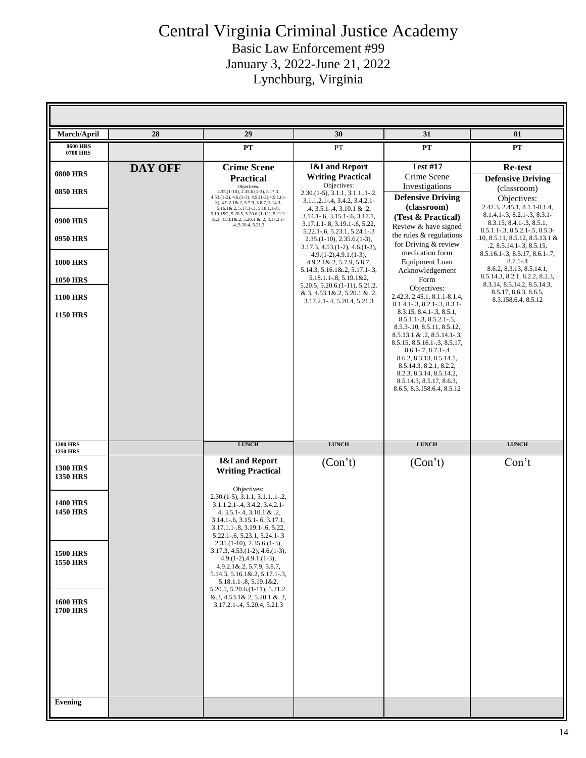# Central Virginia Criminal Justice Academy

Basic Law Enforcement #99
January 3, 2022-June 21, 2022
Lynchburg, Virginia

| March/April | 28 | 29 | 30 | 31 | 01 |
|---|---|---|---|---|---|
| 0600 HRS 0700 HRS | | PT | PT | PT | PT |
| 0800 HRS 0850 HRS 0900 HRS 0950 HRS 1000 HRS 1050 HRS 1100 HRS 1150 HRS | **DAY OFF** | **Crime Scene Practical** Objectives: 2.35.(1-10), 2.35.6.(1-3), 3.17.3, 4.53.(1-2), 4.6.(1-3), 4.9.(1-2),4.9.1.(1-3), 4.9.2.1&.2, 5.7.9, 5.8.7, 5.14.3, 5.16.1&.2, 5.17.1-.3, 5.18.1.1-.8, 5.19.1&2, 5.20.5, 5.20.6.(1-11), 5.21.2. &.3, 4.53.1&.2, 5.20.1 &. 2, 3.17.2.1-.4, 5.20.4, 5.21.3 | **I&I and Report Writing Practical** Objectives: 2.30.(1-5), 3.1.1, 3.1.1..1-.2, 3.1.1.2.1-.4, 3.4.2, 3.4.2.1-.4, 3.5.1-.4, 3.10.1 & .2, 3.14.1-.6, 3.15.1-.6, 3.17.1, 3.17.1.1-.8, 3.19.1-.6, 5.22, 5.22.1-.6, 5.23.1, 5.24.1-.3 2.35.(1-10), 2.35.6.(1-3), 3.17.3, 4.53.(1-2), 4.6.(1-3), 4.9.(1-2),4.9.1.(1-3), 4.9.2.1&.2, 5.7.9, 5.8.7, 5.14.3, 5.16.1&.2, 5.17.1-.3, 5.18.1.1-.8, 5.19.1&2, 5.20.5, 5.20.6.(1-11), 5.21.2. &.3, 4.53.1&.2, 5.20.1 &. 2, 3.17.2.1-.4, 5.20.4, 5.21.3 | **Test #17** Crime Scene Investigations **Defensive Driving (classroom) (Test & Practical)** Review & have signed the rules & regulations for Driving & review medication form Equipment Loan Acknowledgement Form Objectives: 2.42.3, 2.45.1, 8.1.1-8.1.4, 8.1.4.1-.3, 8.2.1-.3, 8.3.1-8.3.15, 8.4.1-.3, 8.5.1, 8.5.1.1-.3, 8.5.2.1-.5, 8.5.3-.10, 8.5.11, 8.5.12, 8.5.13.1 & .2, 8.5.14.1-.3, 8.5.15, 8.5.16.1-.3, 8.5.17, 8.6.1-.7, 8.7.1-.4 8.6.2, 8.3.13, 8.5.14.1, 8.5.14.3, 8.2.1, 8.2.2, 8.2.3, 8.3.14, 8.5.14.2, 8.5.14.3, 8.5.17, 8.6.3, 8.6.5, 8.3.158.6.4, 8.5.12 | **Re-test** **Defensive Driving** (classroom) Objectives: 2.42.3, 2.45.1, 8.1.1-8.1.4, 8.1.4.1-.3, 8.2.1-.3, 8.3.1-8.3.15, 8.4.1-.3, 8.5.1, 8.5.1.1-.3, 8.5.2.1-.5, 8.5.3-.10, 8.5.11, 8.5.12, 8.5.13.1 & .2, 8.5.14.1-.3, 8.5.15, 8.5.16.1-.3, 8.5.17, 8.6.1-.7, 8.7.1-.4 8.6.2, 8.3.13, 8.5.14.1, 8.5.14.3, 8.2.1, 8.2.2, 8.2.3, 8.3.14, 8.5.14.2, 8.5.14.3, 8.5.17, 8.6.3, 8.6.5, 8.3.158.6.4, 8.5.12 |
| 1200 HRS 1250 HRS | | LUNCH | LUNCH | LUNCH | LUNCH |
| 1300 HRS 1350 HRS 1400 HRS 1450 HRS 1500 HRS 1550 HRS 1600 HRS 1700 HRS | | **I&I and Report Writing Practical** Objectives: 2.30.(1-5), 3.1.1, 3.1.1..1-.2, 3.1.1.2.1-.4, 3.4.2, 3.4.2.1-.4, 3.5.1-.4, 3.10.1 & .2, 3.14.1-.6, 3.15.1-.6, 3.17.1, 3.17.1.1-.8, 3.19.1-.6, 5.22, 5.22.1-.6, 5.23.1, 5.24.1-.3 2.35.(1-10), 2.35.6.(1-3), 3.17.3, 4.53.(1-2), 4.6.(1-3), 4.9.(1-2),4.9.1.(1-3), 4.9.2.1&.2, 5.7.9, 5.8.7, 5.14.3, 5.16.1&.2, 5.17.1-.3, 5.18.1.1-.8, 5.19.1&2, 5.20.5, 5.20.6.(1-11), 5.21.2. &.3, 4.53.1&.2, 5.20.1 &. 2, 3.17.2.1-.4, 5.20.4, 5.21.3 | (Con't) | (Con't) | Con't |
| Evening | | | | | |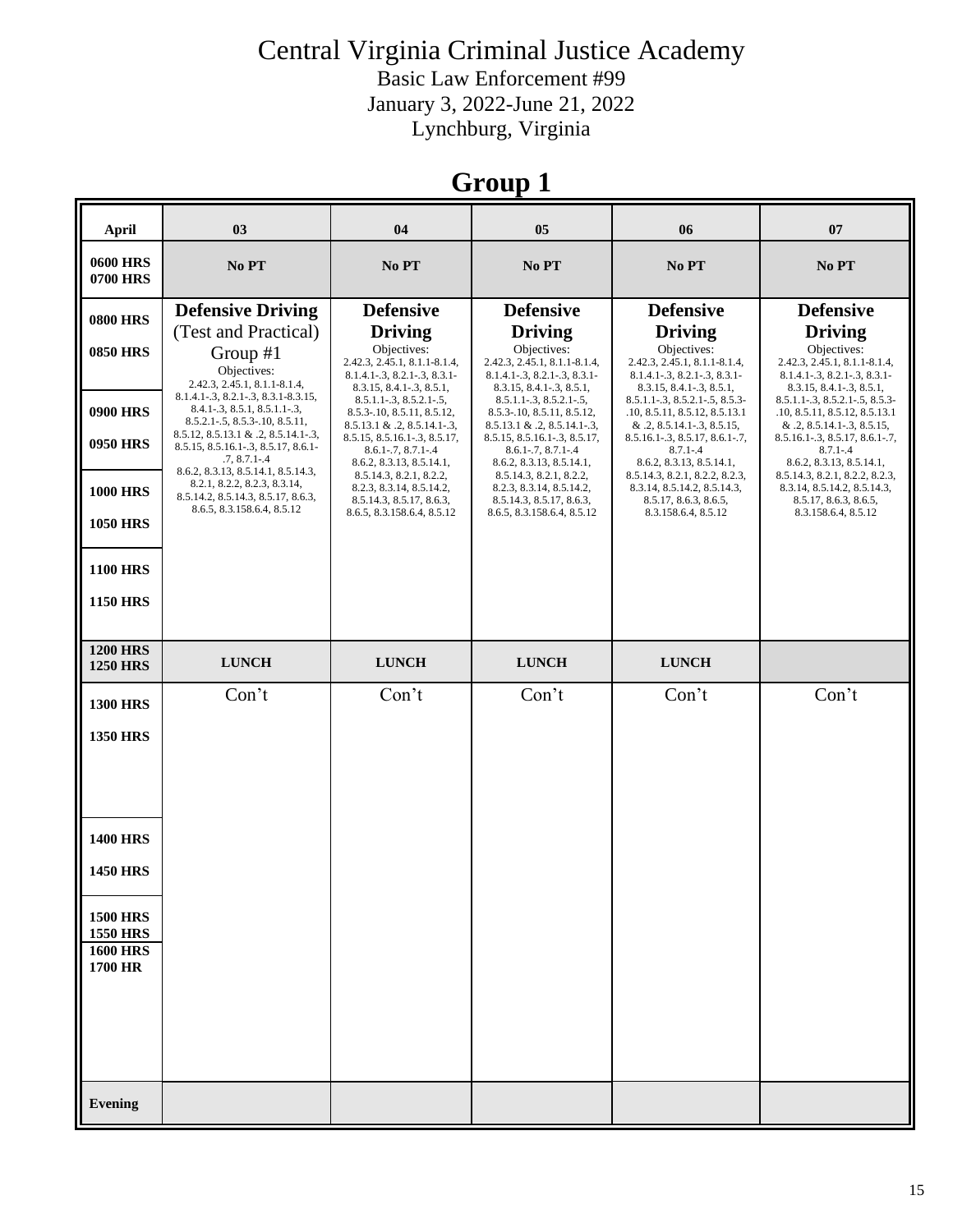# Central Virginia Criminal Justice Academy

Basic Law Enforcement #99
January 3, 2022-June 21, 2022
Lynchburg, Virginia

## Group 1

| April | 03 | 04 | 05 | 06 | 07 |
|---|---|---|---|---|---|
| 0600 HRS 0700 HRS | No PT | No PT | No PT | No PT | No PT |
| 0800 HRS 0850 HRS 0900 HRS 0950 HRS 1000 HRS 1050 HRS 1100 HRS 1150 HRS | **Defensive Driving** (Test and Practical) Group #1 Objectives: 2.42.3, 2.45.1, 8.1.1-8.1.4, 8.1.4.1-.3, 8.2.1-.3, 8.3.1-8.3.15, 8.4.1-.3, 8.5.1, 8.5.1.1-.3, 8.5.2.1-.5, 8.5.3-.10, 8.5.11, 8.5.12, 8.5.13.1 & .2, 8.5.14.1-.3, 8.5.15, 8.5.16.1-.3, 8.5.17, 8.6.1-.7, 8.7.1-.4 8.6.2, 8.3.13, 8.5.14.1, 8.5.14.3, 8.2.1, 8.2.2, 8.2.3, 8.3.14, 8.5.14.2, 8.5.14.3, 8.5.17, 8.6.3, 8.6.5, 8.3.158.6.4, 8.5.12 | **Defensive Driving** Objectives: 2.42.3, 2.45.1, 8.1.1-8.1.4, 8.1.4.1-.3, 8.2.1-.3, 8.3.1-8.3.15, 8.4.1-.3, 8.5.1, 8.5.1.1-.3, 8.5.2.1-.5, 8.5.3-.10, 8.5.11, 8.5.12, 8.5.13.1 & .2, 8.5.14.1-.3, 8.5.15, 8.5.16.1-.3, 8.5.17, 8.6.1-.7, 8.7.1-.4 8.6.2, 8.3.13, 8.5.14.1, 8.5.14.3, 8.2.1, 8.2.2, 8.2.3, 8.3.14, 8.5.14.2, 8.5.14.3, 8.5.17, 8.6.3, 8.6.5, 8.3.158.6.4, 8.5.12 | **Defensive Driving** Objectives: 2.42.3, 2.45.1, 8.1.1-8.1.4, 8.1.4.1-.3, 8.2.1-.3, 8.3.1-8.3.15, 8.4.1-.3, 8.5.1, 8.5.1.1-.3, 8.5.2.1-.5, 8.5.3-.10, 8.5.11, 8.5.12, 8.5.13.1 & .2, 8.5.14.1-.3, 8.5.15, 8.5.16.1-.3, 8.5.17, 8.6.1-.7, 8.7.1-.4 8.6.2, 8.3.13, 8.5.14.1, 8.5.14.3, 8.2.1, 8.2.2, 8.2.3, 8.3.14, 8.5.14.2, 8.5.14.3, 8.5.17, 8.6.3, 8.6.5, 8.3.158.6.4, 8.5.12 | **Defensive Driving** Objectives: 2.42.3, 2.45.1, 8.1.1-8.1.4, 8.1.4.1-.3, 8.2.1-.3, 8.3.1-8.3.15, 8.4.1-.3, 8.5.1, 8.5.1.1-.3, 8.5.2.1-.5, 8.5.3-.10, 8.5.11, 8.5.12, 8.5.13.1 & .2, 8.5.14.1-.3, 8.5.15, 8.5.16.1-.3, 8.5.17, 8.6.1-.7, 8.7.1-.4 8.6.2, 8.3.13, 8.5.14.1, 8.5.14.3, 8.2.1, 8.2.2, 8.2.3, 8.3.14, 8.5.14.2, 8.5.14.3, 8.5.17, 8.6.3, 8.6.5, 8.3.158.6.4, 8.5.12 | **Defensive Driving** Objectives: 2.42.3, 2.45.1, 8.1.1-8.1.4, 8.1.4.1-.3, 8.2.1-.3, 8.3.1-8.3.15, 8.4.1-.3, 8.5.1, 8.5.1.1-.3, 8.5.2.1-.5, 8.5.3-.10, 8.5.11, 8.5.12, 8.5.13.1 & .2, 8.5.14.1-.3, 8.5.15, 8.5.16.1-.3, 8.5.17, 8.6.1-.7, 8.7.1-.4 8.6.2, 8.3.13, 8.5.14.1, 8.5.14.3, 8.2.1, 8.2.2, 8.2.3, 8.3.14, 8.5.14.2, 8.5.14.3, 8.5.17, 8.6.3, 8.6.5, 8.3.158.6.4, 8.5.12 |
| 1200 HRS 1250 HRS | LUNCH | LUNCH | LUNCH | LUNCH | |
| 1300 HRS 1350 HRS 1400 HRS 1450 HRS 1500 HRS 1550 HRS 1600 HRS 1700 HR | Con't | Con't | Con't | Con't | Con't |
| Evening | | | | | |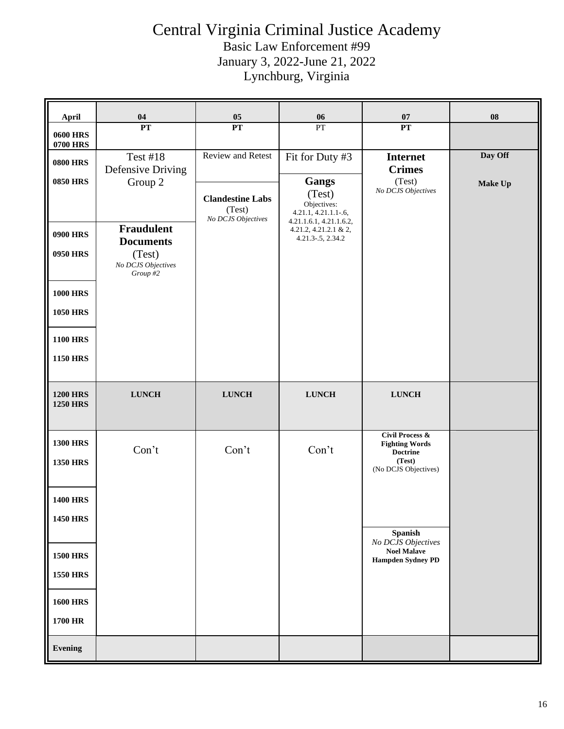# Central Virginia Criminal Justice Academy

Basic Law Enforcement #99
January 3, 2022-June 21, 2022
Lynchburg, Virginia

| April | 04 | 05 | 06 | 07 | 08 |
|---|---|---|---|---|---|
| 0600 HRS 0700 HRS | **PT** | **PT** | PT | **PT** | |
| 0800 HRS 0850 HRS | Test #18 Defensive Driving Group 2 | Review and Retest<br><br>**Clandestine Labs** (Test) *No DCJS Objectives* | Fit for Duty #3<br><br>**Gangs** (Test) Objectives: 4.21.1, 4.21.1.1-.6, 4.21.1.6.1, 4.21.1.6.2, 4.21.2, 4.21.2.1 & 2, 4.21.3-.5, 2.34.2 | **Internet Crimes** (Test) *No DCJS Objectives* | **Day Off**<br><br>**Make Up** |
| 0900 HRS 0950 HRS | **Fraudulent Documents** (Test) *No DCJS Objectives Group #2* | | | | |
| 1000 HRS 1050 HRS | | | | | |
| 1100 HRS 1150 HRS | | | | | |
| 1200 HRS 1250 HRS | **LUNCH** | **LUNCH** | **LUNCH** | **LUNCH** | |
| 1300 HRS 1350 HRS | Con't | Con't | Con't | **Civil Process & Fighting Words Doctrine (Test)** (No DCJS Objectives) | |
| 1400 HRS 1450 HRS | | | | | |
| 1500 HRS 1550 HRS | | | | **Spanish** *No DCJS Objectives* **Noel Malave Hampden Sydney PD** | |
| 1600 HRS 1700 HR | | | | | |
| Evening | | | | | |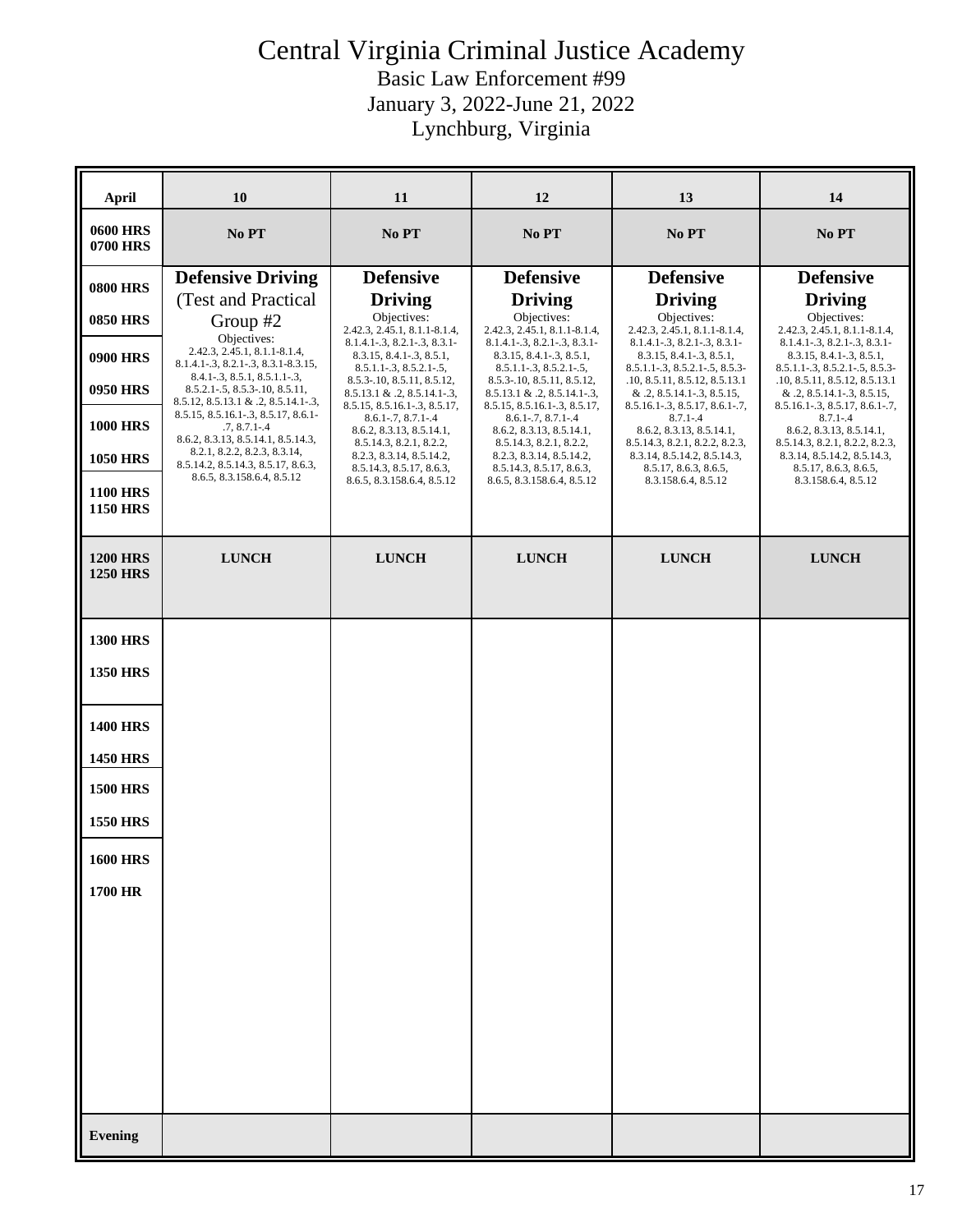# Central Virginia Criminal Justice Academy

Basic Law Enforcement #99
January 3, 2022-June 21, 2022
Lynchburg, Virginia

| April | 10 | 11 | 12 | 13 | 14 |
|---|---|---|---|---|---|
| 0600 HRS 0700 HRS | No PT | No PT | No PT | No PT | No PT |
| 0800 HRS 0850 HRS 0900 HRS 0950 HRS 1000 HRS 1050 HRS 1100 HRS 1150 HRS | **Defensive Driving** (Test and Practical Group #2 Objectives: 2.42.3, 2.45.1, 8.1.1-8.1.4, 8.1.4.1-.3, 8.2.1-.3, 8.3.1-8.3.15, 8.4.1-.3, 8.5.1, 8.5.1.1-.3, 8.5.2.1-.5, 8.5.3-.10, 8.5.11, 8.5.12, 8.5.13.1 & .2, 8.5.14.1-.3, 8.5.15, 8.5.16.1-.3, 8.5.17, 8.6.1-.7, 8.7.1-.4 8.6.2, 8.3.13, 8.5.14.1, 8.5.14.3, 8.2.1, 8.2.2, 8.2.3, 8.3.14, 8.5.14.2, 8.5.14.3, 8.5.17, 8.6.3, 8.6.5, 8.3.158.6.4, 8.5.12 | **Defensive Driving** Objectives: 2.42.3, 2.45.1, 8.1.1-8.1.4, 8.1.4.1-.3, 8.2.1-.3, 8.3.1-8.3.15, 8.4.1-.3, 8.5.1, 8.5.1.1-.3, 8.5.2.1-.5, 8.5.3-.10, 8.5.11, 8.5.12, 8.5.13.1 & .2, 8.5.14.1-.3, 8.5.15, 8.5.16.1-.3, 8.5.17, 8.6.1-.7, 8.7.1-.4 8.6.2, 8.3.13, 8.5.14.1, 8.5.14.3, 8.2.1, 8.2.2, 8.2.3, 8.3.14, 8.5.14.2, 8.5.14.3, 8.5.17, 8.6.3, 8.6.5, 8.3.158.6.4, 8.5.12 | **Defensive Driving** Objectives: 2.42.3, 2.45.1, 8.1.1-8.1.4, 8.1.4.1-.3, 8.2.1-.3, 8.3.1-8.3.15, 8.4.1-.3, 8.5.1, 8.5.1.1-.3, 8.5.2.1-.5, 8.5.3-.10, 8.5.11, 8.5.12, 8.5.13.1 & .2, 8.5.14.1-.3, 8.5.15, 8.5.16.1-.3, 8.5.17, 8.6.1-.7, 8.7.1-.4 8.6.2, 8.3.13, 8.5.14.1, 8.5.14.3, 8.2.1, 8.2.2, 8.2.3, 8.3.14, 8.5.14.2, 8.5.14.3, 8.5.17, 8.6.3, 8.6.5, 8.3.158.6.4, 8.5.12 | **Defensive Driving** Objectives: 2.42.3, 2.45.1, 8.1.1-8.1.4, 8.1.4.1-.3, 8.2.1-.3, 8.3.1-8.3.15, 8.4.1-.3, 8.5.1, 8.5.1.1-.3, 8.5.2.1-.5, 8.5.3-.10, 8.5.11, 8.5.12, 8.5.13.1 & .2, 8.5.14.1-.3, 8.5.15, 8.5.16.1-.3, 8.5.17, 8.6.1-.7, 8.7.1-.4 8.6.2, 8.3.13, 8.5.14.1, 8.5.14.3, 8.2.1, 8.2.2, 8.2.3, 8.3.14, 8.5.14.2, 8.5.14.3, 8.5.17, 8.6.3, 8.6.5, 8.3.158.6.4, 8.5.12 | **Defensive Driving** Objectives: 2.42.3, 2.45.1, 8.1.1-8.1.4, 8.1.4.1-.3, 8.2.1-.3, 8.3.1-8.3.15, 8.4.1-.3, 8.5.1, 8.5.1.1-.3, 8.5.2.1-.5, 8.5.3-.10, 8.5.11, 8.5.12, 8.5.13.1 & .2, 8.5.14.1-.3, 8.5.15, 8.5.16.1-.3, 8.5.17, 8.6.1-.7, 8.7.1-.4 8.6.2, 8.3.13, 8.5.14.1, 8.5.14.3, 8.2.1, 8.2.2, 8.2.3, 8.3.14, 8.5.14.2, 8.5.14.3, 8.5.17, 8.6.3, 8.6.5, 8.3.158.6.4, 8.5.12 |
| 1200 HRS 1250 HRS | LUNCH | LUNCH | LUNCH | LUNCH | LUNCH |
| 1300 HRS 1350 HRS 1400 HRS 1450 HRS 1500 HRS 1550 HRS 1600 HRS 1700 HR | | | | | |
| Evening | | | | | |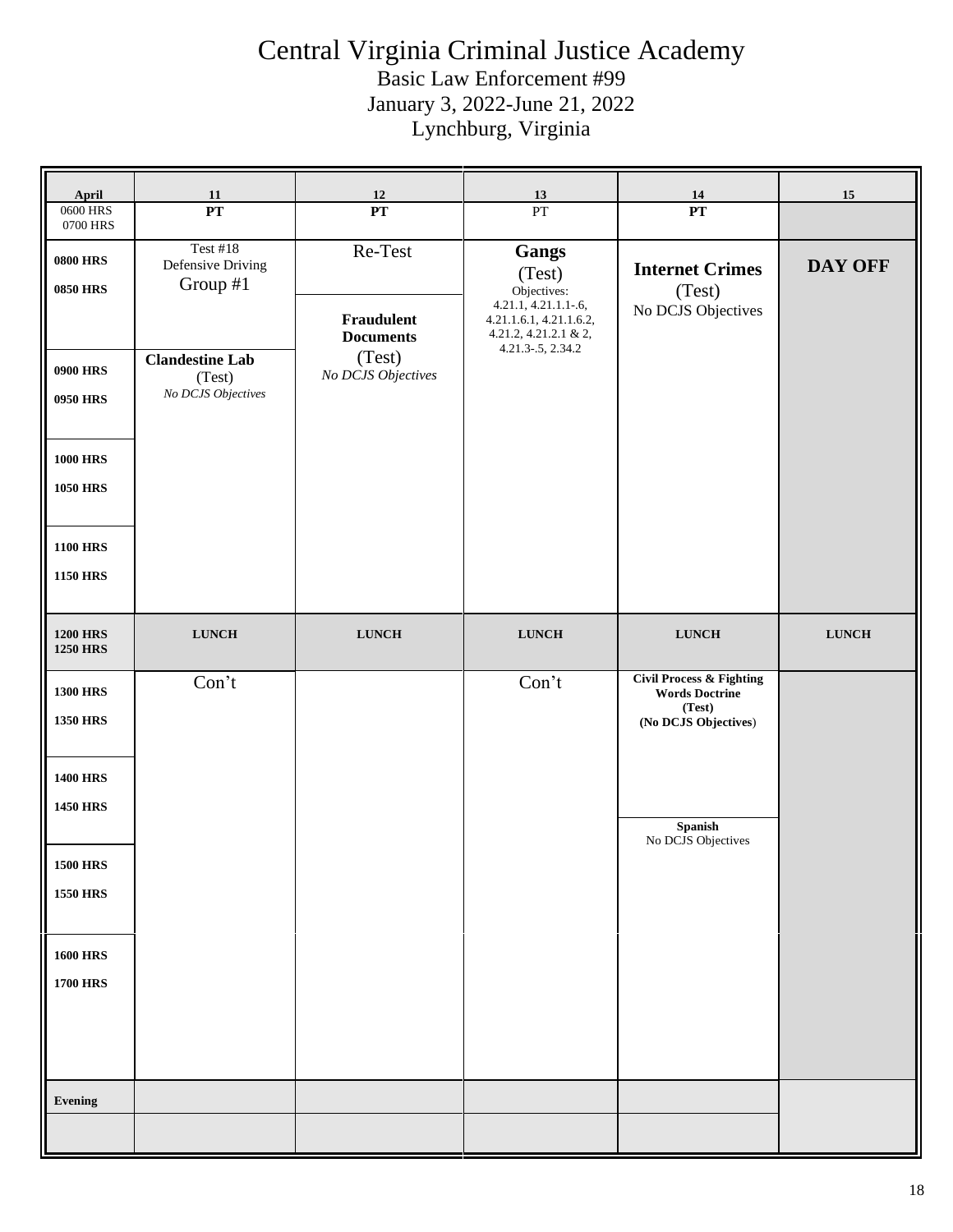# Central Virginia Criminal Justice Academy

Basic Law Enforcement #99
January 3, 2022-June 21, 2022
Lynchburg, Virginia

| April | 11 | 12 | 13 | 14 | 15 |
|---|---|---|---|---|---|
| 0600 HRS 0700 HRS | **PT** | **PT** | PT | **PT** | |
| **0800 HRS** **0850 HRS** | Test #18 Defensive Driving Group #1 | Re-Test | **Gangs** (Test) Objectives: 4.21.1, 4.21.1.1-.6, 4.21.1.6.1, 4.21.1.6.2, 4.21.2, 4.21.2.1 & 2, 4.21.3-.5, 2.34.2 | **Internet Crimes** (Test) No DCJS Objectives | **DAY OFF** |
| | | **Fraudulent Documents** (Test) *No DCJS Objectives* | | | |
| **0900 HRS** **0950 HRS** | **Clandestine Lab** (Test) *No DCJS Objectives* | | | | |
| **1000 HRS** **1050 HRS** | | | | | |
| **1100 HRS** **1150 HRS** | | | | | |
| **1200 HRS** **1250 HRS** | **LUNCH** | **LUNCH** | **LUNCH** | **LUNCH** | **LUNCH** |
| **1300 HRS** **1350 HRS** | Con't | | Con't | **Civil Process & Fighting Words Doctrine (Test) (No DCJS Objectives)** | |
| **1400 HRS** **1450 HRS** | | | | **Spanish** No DCJS Objectives | |
| **1500 HRS** **1550 HRS** | | | | | |
| **1600 HRS** **1700 HRS** | | | | | |
| **Evening** | | | | | |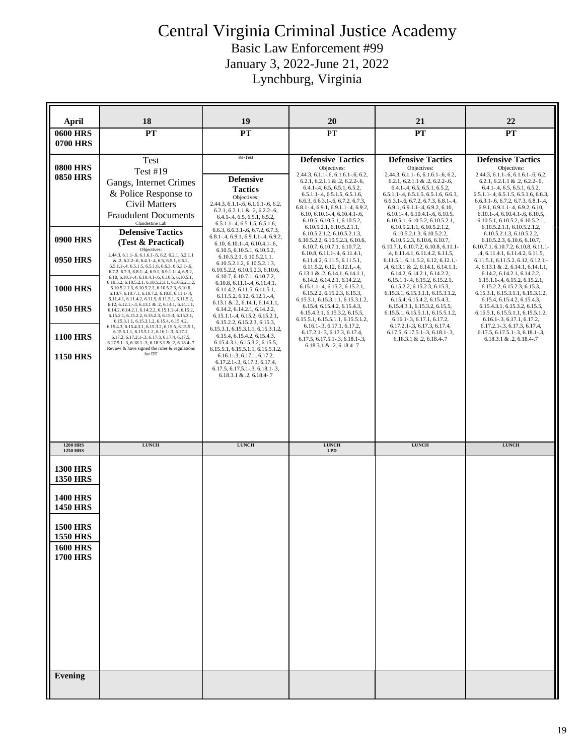# Central Virginia Criminal Justice Academy

Basic Law Enforcement #99

January 3, 2022-June 21, 2022

Lynchburg, Virginia

| April | 18 | 19 | 20 | 21 | 22 |
|---|---|---|---|---|---|
| 0600 HRS<br>0700 HRS | PT | PT | PT | PT | PT |
| 0800 HRS<br>0850 HRS<br>0900 HRS<br>0950 HRS<br>1000 HRS<br>1050 HRS<br>1100 HRS<br>1150 HRS | Test<br>Test #19<br>Gangs, Internet Crimes & Police Response to Civil Matters<br>Fraudulent Documents<br>Clandestine Lab<br>**Defensive Tactics (Test & Practical)**<br>Objectives:<br>2.44.3, 6.1.1-.6, 6.1.6.1-.6, 6.2, 6.2.1, 6.2.1.1 & .2, 6.2.2-.6, 6.4.1-.4, 6.5, 6.5.1, 6.5.2, 6.5.1.1-.4, 6.5.1.5, 6.5.1.6, 6.6.3, 6.6.3.1-.6, 6.7.2, 6.7.3, 6.8.1-.4, 6.9.1, 6.9.1.1-.4, 6.9.2, 6.10, 6.10.1-.4, 6.10.4.1-.6, 6.10.5, 6.10.5.1, 6.10.5.2, 6.10.5.2.1, 6.10.5.2.1.1, 6.10.5.2.1.2, 6.10.5.2.1.3, 6.10.5.2.2, 6.10.5.2.3, 6.10.6, 6.10.7, 6.10.7.1, 6.10.7.2, 6.10.8, 6.11.1-.4, 6.11.4.1, 6.11.4.2, 6.11.5, 6.11.5.1, 6.11.5.2, 6.12, 6.12.1,-.4, 6.13.1 & .2, 6.14.1, 6.14.1.1, 6.14.2, 6.14.2.1, 6.14.2.2, 6.15.1.1-.4, 6.15.2, 6.15.2.1, 6.15.2.2, 6.15.2.3, 6.15.3, 6.15.3.1, 6.15.3.1.1, 6.15.3.1.2, 6.15.4, 6.15.4.2, 6.15.4.3, 6.15.4.3.1, 6.15.3.2, 6.15.5, 6.15.5.1, 6.15.5.1.1, 6.15.5.1.2, 6.16.1-.3, 6.17.1, 6.17.2, 6.17.2.1-.3, 6.17.3, 6.17.4, 6.17.5, 6.17.5.1-.3, 6.18.1-.3, 6.18.3.1 & .2, 6.18.4-.7<br>Review & have signed the rules & regulations for DT | Re-Test<br>**Defensive Tactics**<br>Objectives:<br>2.44.3, 6.1.1-.6, 6.1.6.1-.6, 6.2, 6.2.1, 6.2.1.1 & .2, 6.2.2-.6, 6.4.1-.4, 6.5, 6.5.1, 6.5.2, 6.5.1.1-.4, 6.5.1.5, 6.5.1.6, 6.6.3, 6.6.3.1-.6, 6.7.2, 6.7.3, 6.8.1-.4, 6.9.1, 6.9.1.1-.4, 6.9.2, 6.10, 6.10.1-.4, 6.10.4.1-.6, 6.10.5, 6.10.5.1, 6.10.5.2, 6.10.5.2.1, 6.10.5.2.1.1, 6.10.5.2.1.2, 6.10.5.2.1.3, 6.10.5.2.2, 6.10.5.2.3, 6.10.6, 6.10.7, 6.10.7.1, 6.10.7.2, 6.10.8, 6.11.1-.4, 6.11.4.1, 6.11.4.2, 6.11.5, 6.11.5.1, 6.11.5.2, 6.12, 6.12.1,-.4, 6.13.1 & .2, 6.14.1, 6.14.1.1, 6.14.2, 6.14.2.1, 6.14.2.2, 6.15.1.1-.4, 6.15.2, 6.15.2.1, 6.15.2.2, 6.15.2.3, 6.15.3, 6.15.3.1, 6.15.3.1.1, 6.15.3.1.2, 6.15.4, 6.15.4.2, 6.15.4.3, 6.15.4.3.1, 6.15.3.2, 6.15.5, 6.15.5.1, 6.15.5.1.1, 6.15.5.1.2, 6.16.1-.3, 6.17.1, 6.17.2, 6.17.2.1-.3, 6.17.3, 6.17.4, 6.17.5, 6.17.5.1-.3, 6.18.1-.3, 6.18.3.1 & .2, 6.18.4-.7 | **Defensive Tactics**<br>Objectives:<br>2.44.3, 6.1.1-.6, 6.1.6.1-.6, 6.2, 6.2.1, 6.2.1.1 & .2, 6.2.2-.6, 6.4.1-.4, 6.5, 6.5.1, 6.5.2, 6.5.1.1-.4, 6.5.1.5, 6.5.1.6, 6.6.3, 6.6.3.1-.6, 6.7.2, 6.7.3, 6.8.1-.4, 6.9.1, 6.9.1.1-.4, 6.9.2, 6.10, 6.10.1-.4, 6.10.4.1-.6, 6.10.5, 6.10.5.1, 6.10.5.2, 6.10.5.2.1, 6.10.5.2.1.1, 6.10.5.2.1.2, 6.10.5.2.1.3, 6.10.5.2.2, 6.10.5.2.3, 6.10.6, 6.10.7, 6.10.7.1, 6.10.7.2, 6.10.8, 6.11.1-.4, 6.11.4.1, 6.11.4.2, 6.11.5, 6.11.5.1, 6.11.5.2, 6.12, 6.12.1,-.4, 6.13.1 & .2, 6.14.1, 6.14.1.1, 6.14.2, 6.14.2.1, 6.14.2.2, 6.15.1.1-.4, 6.15.2, 6.15.2.1, 6.15.2.2, 6.15.2.3, 6.15.3, 6.15.3.1, 6.15.3.1.1, 6.15.3.1.2, 6.15.4, 6.15.4.2, 6.15.4.3, 6.15.4.3.1, 6.15.3.2, 6.15.5, 6.15.5.1, 6.15.5.1.1, 6.15.5.1.2, 6.16.1-.3, 6.17.1, 6.17.2, 6.17.2.1-.3, 6.17.3, 6.17.4, 6.17.5, 6.17.5.1-.3, 6.18.1-.3, 6.18.3.1 & .2, 6.18.4-.7 | **Defensive Tactics**<br>Objectives:<br>2.44.3, 6.1.1-.6, 6.1.6.1-.6, 6.2, 6.2.1, 6.2.1.1 & .2, 6.2.2-.6, 6.4.1-.4, 6.5, 6.5.1, 6.5.2, 6.5.1.1-.4, 6.5.1.5, 6.5.1.6, 6.6.3, 6.6.3.1-.6, 6.7.2, 6.7.3, 6.8.1-.4, 6.9.1, 6.9.1.1-.4, 6.9.2, 6.10, 6.10.1-.4, 6.10.4.1-.6, 6.10.5, 6.10.5.1, 6.10.5.2, 6.10.5.2.1, 6.10.5.2.1.1, 6.10.5.2.1.2, 6.10.5.2.1.3, 6.10.5.2.2, 6.10.5.2.3, 6.10.6, 6.10.7, 6.10.7.1, 6.10.7.2, 6.10.8, 6.11.1-.4, 6.11.4.1, 6.11.4.2, 6.11.5, 6.11.5.1, 6.11.5.2, 6.12, 6.12.1,-.4, 6.13.1 & .2, 6.14.1, 6.14.1.1, 6.14.2, 6.14.2.1, 6.14.2.2, 6.15.1.1-.4, 6.15.2, 6.15.2.1, 6.15.2.2, 6.15.2.3, 6.15.3, 6.15.3.1, 6.15.3.1.1, 6.15.3.1.2, 6.15.4, 6.15.4.2, 6.15.4.3, 6.15.4.3.1, 6.15.3.2, 6.15.5, 6.15.5.1, 6.15.5.1.1, 6.15.5.1.2, 6.16.1-.3, 6.17.1, 6.17.2, 6.17.2.1-.3, 6.17.3, 6.17.4, 6.17.5, 6.17.5.1-.3, 6.18.1-.3, 6.18.3.1 & .2, 6.18.4-.7 | **Defensive Tactics**<br>Objectives:<br>2.44.3, 6.1.1-.6, 6.1.6.1-.6, 6.2, 6.2.1, 6.2.1.1 & .2, 6.2.2-.6, 6.4.1-.4, 6.5, 6.5.1, 6.5.2, 6.5.1.1-.4, 6.5.1.5, 6.5.1.6, 6.6.3, 6.6.3.1-.6, 6.7.2, 6.7.3, 6.8.1-.4, 6.9.1, 6.9.1.1-.4, 6.9.2, 6.10, 6.10.1-.4, 6.10.4.1-.6, 6.10.5, 6.10.5.1, 6.10.5.2, 6.10.5.2.1, 6.10.5.2.1.1, 6.10.5.2.1.2, 6.10.5.2.1.3, 6.10.5.2.2, 6.10.5.2.3, 6.10.6, 6.10.7, 6.10.7.1, 6.10.7.2, 6.10.8, 6.11.1-.4, 6.11.4.1, 6.11.4.2, 6.11.5, 6.11.5.1, 6.11.5.2, 6.12, 6.12.1,-.4, 6.13.1 & .2, 6.14.1, 6.14.1.1, 6.14.2, 6.14.2.1, 6.14.2.2, 6.15.1.1-.4, 6.15.2, 6.15.2.1, 6.15.2.2, 6.15.2.3, 6.15.3, 6.15.3.1, 6.15.3.1.1, 6.15.3.1.2, 6.15.4, 6.15.4.2, 6.15.4.3, 6.15.4.3.1, 6.15.3.2, 6.15.5, 6.15.5.1, 6.15.5.1.1, 6.15.5.1.2, 6.16.1-.3, 6.17.1, 6.17.2, 6.17.2.1-.3, 6.17.3, 6.17.4, 6.17.5, 6.17.5.1-.3, 6.18.1-.3, 6.18.3.1 & .2, 6.18.4-.7 |
| 1200 HRS<br>1250 HRS | LUNCH | LUNCH | LUNCH<br>LPD | LUNCH | LUNCH |
| 1300 HRS<br>1350 HRS<br>1400 HRS<br>1450 HRS<br>1500 HRS<br>1550 HRS<br>1600 HRS<br>1700 HRS | | | | | |
| Evening | | | | | |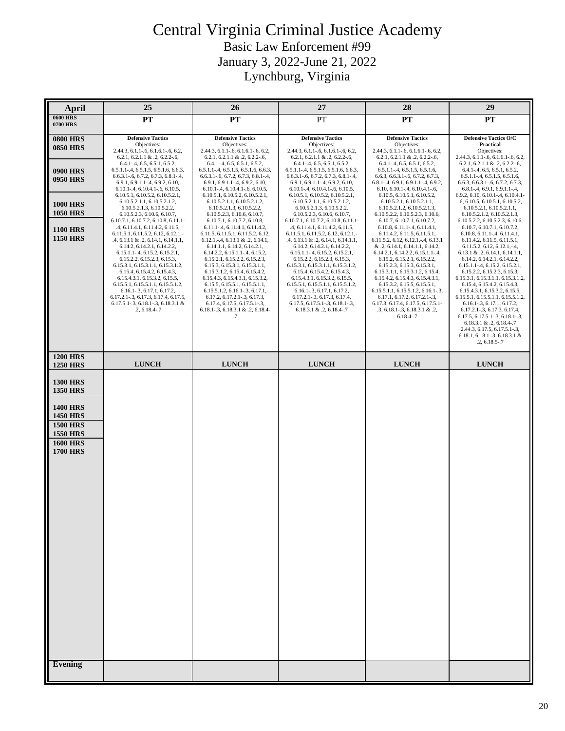# Central Virginia Criminal Justice Academy

Basic Law Enforcement #99

January 3, 2022-June 21, 2022

Lynchburg, Virginia

| April | 25 | 26 | 27 | 28 | 29 |
|---|---|---|---|---|---|
| 0600 HRS 0700 HRS | PT | PT | PT | PT | PT |
| 0800 HRS 0850 HRS 0900 HRS 0950 HRS 1000 HRS 1050 HRS 1100 HRS 1150 HRS | **Defensive Tactics** Objectives: 2.44.3, 6.1.1-.6, 6.1.6.1-.6, 6.2, 6.2.1, 6.2.1.1 & .2, 6.2.2-.6, 6.4.1-.4, 6.5, 6.5.1, 6.5.2, 6.5.1.1-.4, 6.5.1.5, 6.5.1.6, 6.6.3, 6.6.3.1-.6, 6.7.2, 6.7.3, 6.8.1-.4, 6.9.1, 6.9.1.1-.4, 6.9.2, 6.10, 6.10.1-.4, 6.10.4.1-.6, 6.10.5, 6.10.5.1, 6.10.5.2, 6.10.5.2.1, 6.10.5.2.1.1, 6.10.5.2.1.2, 6.10.5.2.1.3, 6.10.5.2.2, 6.10.5.2.3, 6.10.6, 6.10.7, 6.10.7.1, 6.10.7.2, 6.10.8, 6.11.1-.4, 6.11.4.1, 6.11.4.2, 6.11.5, 6.11.5.1, 6.11.5.2, 6.12, 6.12.1,-.4, 6.13.1 & .2, 6.14.1, 6.14.1.1, 6.14.2, 6.14.2.1, 6.14.2.2, 6.15.1.1-.4, 6.15.2, 6.15.2.1, 6.15.2.2, 6.15.2.3, 6.15.3, 6.15.3.1, 6.15.3.1.1, 6.15.3.1.2, 6.15.4, 6.15.4.2, 6.15.4.3, 6.15.4.3.1, 6.15.3.2, 6.15.5, 6.15.5.1, 6.15.5.1.1, 6.15.5.1.2, 6.16.1-.3, 6.17.1, 6.17.2, 6.17.2.1-.3, 6.17.3, 6.17.4, 6.17.5, 6.17.5.1-.3, 6.18.1-.3, 6.18.3.1 & .2, 6.18.4-.7 | **Defensive Tactics** Objectives: 2.44.3, 6.1.1-.6, 6.1.6.1-.6, 6.2, 6.2.1, 6.2.1.1 & .2, 6.2.2-.6, 6.4.1-.4, 6.5, 6.5.1, 6.5.2, 6.5.1.1-.4, 6.5.1.5, 6.5.1.6, 6.6.3, 6.6.3.1-.6, 6.7.2, 6.7.3, 6.8.1-.4, 6.9.1, 6.9.1.1-.4, 6.9.2, 6.10, 6.10.1-.4, 6.10.4.1-.6, 6.10.5, 6.10.5.1, 6.10.5.2, 6.10.5.2.1, 6.10.5.2.1.1, 6.10.5.2.1.2, 6.10.5.2.1.3, 6.10.5.2.2, 6.10.5.2.3, 6.10.6, 6.10.7, 6.10.7.1, 6.10.7.2, 6.10.8, 6.11.1-.4, 6.11.4.1, 6.11.4.2, 6.11.5, 6.11.5.1, 6.11.5.2, 6.12, 6.12.1,-.4, 6.13.1 & .2, 6.14.1, 6.14.1.1, 6.14.2, 6.14.2.1, 6.14.2.2, 6.15.1.1-.4, 6.15.2, 6.15.2.1, 6.15.2.2, 6.15.2.3, 6.15.3, 6.15.3.1, 6.15.3.1.1, 6.15.3.1.2, 6.15.4, 6.15.4.2, 6.15.4.3, 6.15.4.3.1, 6.15.3.2, 6.15.5, 6.15.5.1, 6.15.5.1.1, 6.15.5.1.2, 6.16.1-.3, 6.17.1, 6.17.2, 6.17.2.1-.3, 6.17.3, 6.17.4, 6.17.5, 6.17.5.1-.3, 6.18.1-.3, 6.18.3.1 & .2, 6.18.4-.7 | **Defensive Tactics** Objectives: 2.44.3, 6.1.1-.6, 6.1.6.1-.6, 6.2, 6.2.1, 6.2.1.1 & .2, 6.2.2-.6, 6.4.1-.4, 6.5, 6.5.1, 6.5.2, 6.5.1.1-.4, 6.5.1.5, 6.5.1.6, 6.6.3, 6.6.3.1-.6, 6.7.2, 6.7.3, 6.8.1-.4, 6.9.1, 6.9.1.1-.4, 6.9.2, 6.10, 6.10.1-.4, 6.10.4.1-.6, 6.10.5, 6.10.5.1, 6.10.5.2, 6.10.5.2.1, 6.10.5.2.1.1, 6.10.5.2.1.2, 6.10.5.2.1.3, 6.10.5.2.2, 6.10.5.2.3, 6.10.6, 6.10.7, 6.10.7.1, 6.10.7.2, 6.10.8, 6.11.1-.4, 6.11.4.1, 6.11.4.2, 6.11.5, 6.11.5.1, 6.11.5.2, 6.12, 6.12.1,-.4, 6.13.1 & .2, 6.14.1, 6.14.1.1, 6.14.2, 6.14.2.1, 6.14.2.2, 6.15.1.1-.4, 6.15.2, 6.15.2.1, 6.15.2.2, 6.15.2.3, 6.15.3, 6.15.3.1, 6.15.3.1.1, 6.15.3.1.2, 6.15.4, 6.15.4.2, 6.15.4.3, 6.15.4.3.1, 6.15.3.2, 6.15.5, 6.15.5.1, 6.15.5.1.1, 6.15.5.1.2, 6.16.1-.3, 6.17.1, 6.17.2, 6.17.2.1-.3, 6.17.3, 6.17.4, 6.17.5, 6.17.5.1-.3, 6.18.1-.3, 6.18.3.1 & .2, 6.18.4-.7 | **Defensive Tactics** Objectives: 2.44.3, 6.1.1-.6, 6.1.6.1-.6, 6.2, 6.2.1, 6.2.1.1 & .2, 6.2.2-.6, 6.4.1-.4, 6.5, 6.5.1, 6.5.2, 6.5.1.1-.4, 6.5.1.5, 6.5.1.6, 6.6.3, 6.6.3.1-.6, 6.7.2, 6.7.3, 6.8.1-.4, 6.9.1, 6.9.1.1-.4, 6.9.2, 6.10, 6.10.1-.4, 6.10.4.1-.6, 6.10.5, 6.10.5.1, 6.10.5.2, 6.10.5.2.1, 6.10.5.2.1.1, 6.10.5.2.1.2, 6.10.5.2.1.3, 6.10.5.2.2, 6.10.5.2.3, 6.10.6, 6.10.7, 6.10.7.1, 6.10.7.2, 6.10.8, 6.11.1-.4, 6.11.4.1, 6.11.4.2, 6.11.5, 6.11.5.1, 6.11.5.2, 6.12, 6.12.1,-.4, 6.13.1 & .2, 6.14.1, 6.14.1.1, 6.14.2, 6.14.2.1, 6.14.2.2, 6.15.1.1-.4, 6.15.2, 6.15.2.1, 6.15.2.2, 6.15.2.3, 6.15.3, 6.15.3.1, 6.15.3.1.1, 6.15.3.1.2, 6.15.4, 6.15.4.2, 6.15.4.3, 6.15.4.3.1, 6.15.3.2, 6.15.5, 6.15.5.1, 6.15.5.1.1, 6.15.5.1.2, 6.16.1-.3, 6.17.1, 6.17.2, 6.17.2.1-.3, 6.17.3, 6.17.4, 6.17.5, 6.17.5.1-.3, 6.18.1-.3, 6.18.3.1 & .2, 6.18.4-.7 | **Defensive Tactics O/C Practical** Objectives: 2.44.3, 6.1.1-.6, 6.1.6.1-.6, 6.2, 6.2.1, 6.2.1.1 & .2, 6.2.2-.6, 6.4.1-.4, 6.5, 6.5.1, 6.5.2, 6.5.1.1-.4, 6.5.1.5, 6.5.1.6, 6.6.3, 6.6.3.1-.6, 6.7.2, 6.7.3, 6.8.1-.4, 6.9.1, 6.9.1.1-.4, 6.9.2, 6.10, 6.10.1-.4, 6.10.4.1-.6, 6.10.5, 6.10.5.1, 6.10.5.2, 6.10.5.2.1, 6.10.5.2.1.1, 6.10.5.2.1.2, 6.10.5.2.1.3, 6.10.5.2.2, 6.10.5.2.3, 6.10.6, 6.10.7, 6.10.7.1, 6.10.7.2, 6.10.8, 6.11.1-.4, 6.11.4.1, 6.11.4.2, 6.11.5, 6.11.5.1, 6.11.5.2, 6.12, 6.12.1,-.4, 6.13.1 & .2, 6.14.1, 6.14.1.1, 6.14.2, 6.14.2.1, 6.14.2.2, 6.15.1.1-.4, 6.15.2, 6.15.2.1, 6.15.2.2, 6.15.2.3, 6.15.3, 6.15.3.1, 6.15.3.1.1, 6.15.3.1.2, 6.15.4, 6.15.4.2, 6.15.4.3, 6.15.4.3.1, 6.15.3.2, 6.15.5, 6.15.5.1, 6.15.5.1.1, 6.15.5.1.2, 6.16.1-.3, 6.17.1, 6.17.2, 6.17.2.1-.3, 6.17.3, 6.17.4, 6.17.5, 6.17.5.1-.3, 6.18.1-.3, 6.18.3.1 & .2, 6.18.4-.7 2.44.3, 6.17.5, 6.17.5.1-.3, 6.18.1, 6.18.1-.3, 6.18.3.1 & .2, 6.18.5-.7 |
| 1200 HRS 1250 HRS | LUNCH | LUNCH | LUNCH | LUNCH | LUNCH |
| 1300 HRS 1350 HRS | | | | | |
| 1400 HRS 1450 HRS | | | | | |
| 1500 HRS 1550 HRS | | | | | |
| 1600 HRS 1700 HRS | | | | | |
| Evening | | | | | |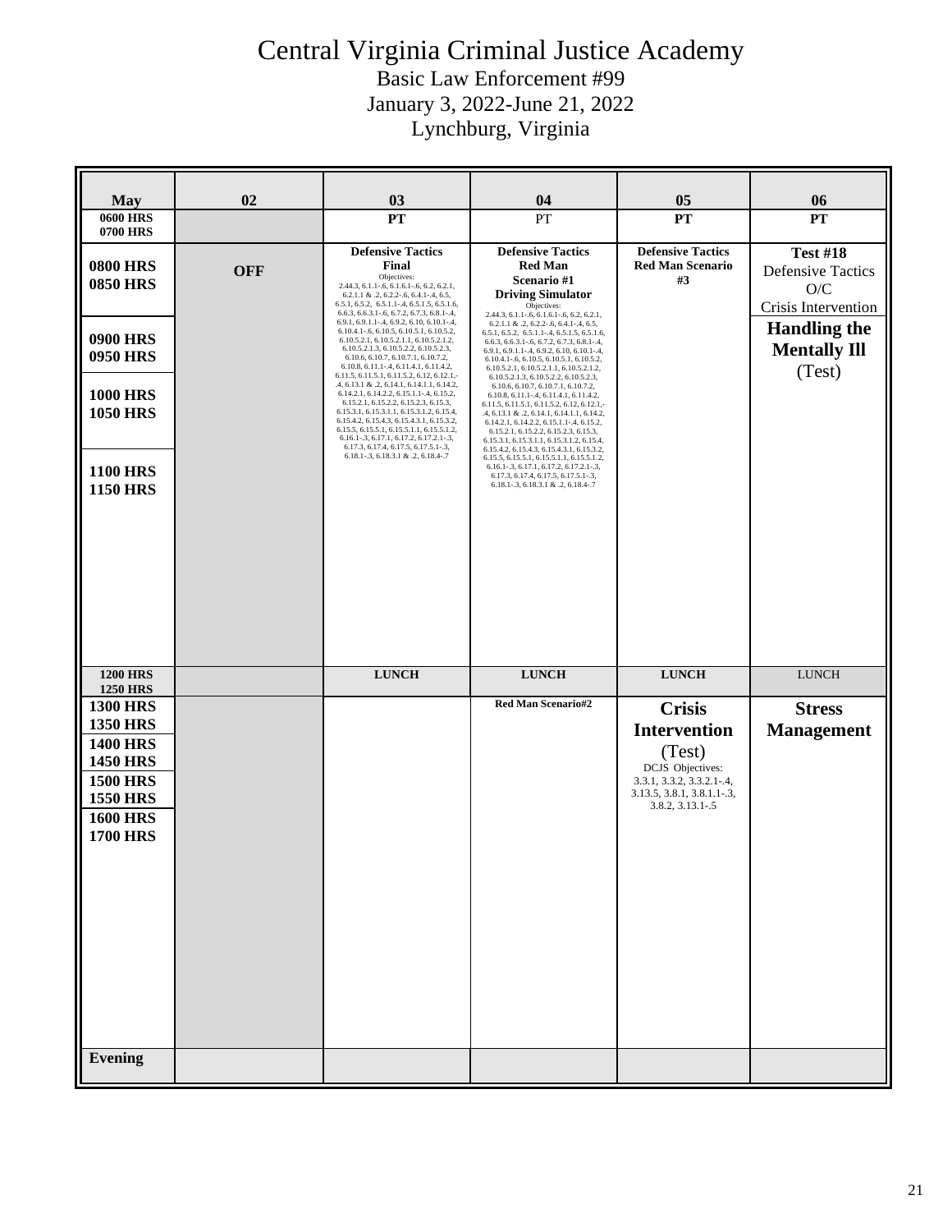# Central Virginia Criminal Justice Academy

Basic Law Enforcement #99

January 3, 2022-June 21, 2022

Lynchburg, Virginia

| May | 02 | 03 | 04 | 05 | 06 |
|---|---|---|---|---|---|
| 0600 HRS 0700 HRS | | PT | PT | PT | PT |
| 0800 HRS 0850 HRS 0900 HRS 0950 HRS 1000 HRS 1050 HRS 1100 HRS 1150 HRS | OFF | **Defensive Tactics Final** Objectives: 2.44.3, 6.1.1-.6, 6.1.6.1-.6, 6.2, 6.2.1, 6.2.1.1 & .2, 6.2.2-.6, 6.4.1-.4, 6.5, 6.5.1, 6.5.2, 6.5.1.1-.4, 6.5.1.5, 6.5.1.6, 6.6.3, 6.6.3.1-.6, 6.7.2, 6.7.3, 6.8.1-.4, 6.9.1, 6.9.1.1-.4, 6.9.2, 6.10, 6.10.1-.4, 6.10.4.1-.6, 6.10.5, 6.10.5.1, 6.10.5.2, 6.10.5.2.1, 6.10.5.2.1.1, 6.10.5.2.1.2, 6.10.5.2.1.3, 6.10.5.2.2, 6.10.5.2.3, 6.10.6, 6.10.7, 6.10.7.1, 6.10.7.2, 6.10.8, 6.11.1-.4, 6.11.4.1, 6.11.4.2, 6.11.5, 6.11.5.1, 6.11.5.2, 6.12, 6.12.1,-.4, 6.13.1 & .2, 6.14.1, 6.14.1.1, 6.14.2, 6.14.2.1, 6.14.2.2, 6.15.1.1-.4, 6.15.2, 6.15.2.1, 6.15.2.2, 6.15.2.3, 6.15.3, 6.15.3.1, 6.15.3.1.1, 6.15.3.1.2, 6.15.4, 6.15.4.2, 6.15.4.3, 6.15.4.3.1, 6.15.3.2, 6.15.5, 6.15.5.1, 6.15.5.1.1, 6.15.5.1.2, 6.16.1-.3, 6.17.1, 6.17.2, 6.17.2.1-.3, 6.17.3, 6.17.4, 6.17.5, 6.17.5.1-.3, 6.18.1-.3, 6.18.3.1 & .2, 6.18.4-.7 | **Defensive Tactics Red Man Scenario #1** **Driving Simulator** Objectives: 2.44.3, 6.1.1-.6, 6.1.6.1-.6, 6.2, 6.2.1, 6.2.1.1 & .2, 6.2.2-.6, 6.4.1-.4, 6.5, 6.5.1, 6.5.2, 6.5.1.1-.4, 6.5.1.5, 6.5.1.6, 6.6.3, 6.6.3.1-.6, 6.7.2, 6.7.3, 6.8.1-.4, 6.9.1, 6.9.1.1-.4, 6.9.2, 6.10, 6.10.1-.4, 6.10.4.1-.6, 6.10.5, 6.10.5.1, 6.10.5.2, 6.10.5.2.1, 6.10.5.2.1.1, 6.10.5.2.1.2, 6.10.5.2.1.3, 6.10.5.2.2, 6.10.5.2.3, 6.10.6, 6.10.7, 6.10.7.1, 6.10.7.2, 6.10.8, 6.11.1-.4, 6.11.4.1, 6.11.4.2, 6.11.5, 6.11.5.1, 6.11.5.2, 6.12, 6.12.1,-.4, 6.13.1 & .2, 6.14.1, 6.14.1.1, 6.14.2, 6.14.2.1, 6.14.2.2, 6.15.1.1-.4, 6.15.2, 6.15.2.1, 6.15.2.2, 6.15.2.3, 6.15.3, 6.15.3.1, 6.15.3.1.1, 6.15.3.1.2, 6.15.4, 6.15.4.2, 6.15.4.3, 6.15.4.3.1, 6.15.3.2, 6.15.5, 6.15.5.1, 6.15.5.1.1, 6.15.5.1.2, 6.16.1-.3, 6.17.1, 6.17.2, 6.17.2.1-.3, 6.17.3, 6.17.4, 6.17.5, 6.17.5.1-.3, 6.18.1-.3, 6.18.3.1 & .2, 6.18.4-.7 | **Defensive Tactics Red Man Scenario #3** | **Test #18** Defensive Tactics O/C Crisis Intervention **Handling the Mentally Ill** (Test) |
| 1200 HRS 1250 HRS | | LUNCH | LUNCH | LUNCH | LUNCH |
| 1300 HRS 1350 HRS 1400 HRS 1450 HRS 1500 HRS 1550 HRS 1600 HRS 1700 HRS | | | **Red Man Scenario#2** | **Crisis Intervention** (Test) DCJS Objectives: 3.3.1, 3.3.2, 3.3.2.1-.4, 3.13.5, 3.8.1, 3.8.1.1-.3, 3.8.2, 3.13.1-.5 | **Stress Management** |
| Evening | | | | | |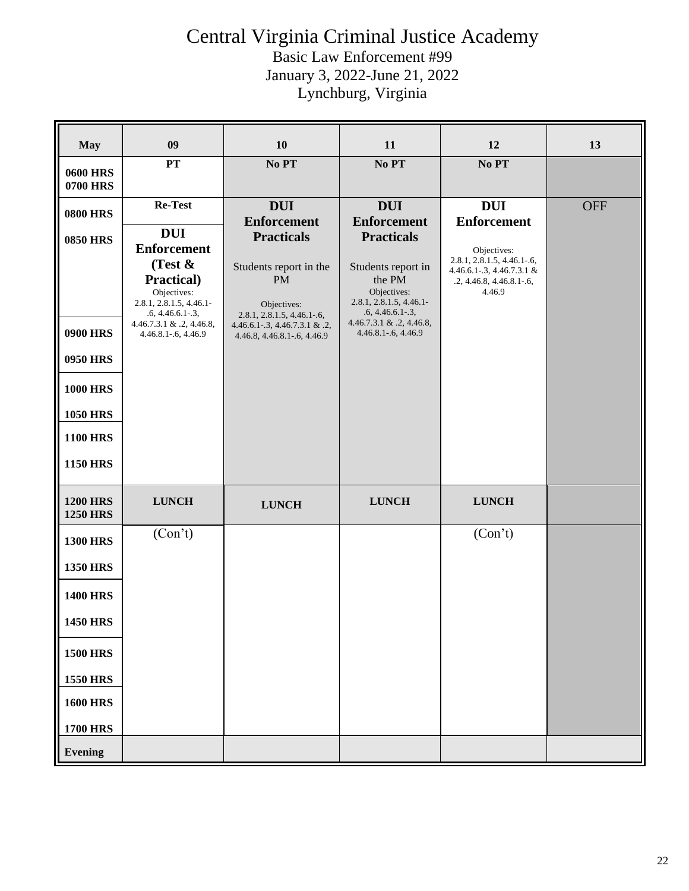# Central Virginia Criminal Justice Academy

Basic Law Enforcement #99
January 3, 2022-June 21, 2022
Lynchburg, Virginia

| May | 09 | 10 | 11 | 12 | 13 |
|---|---|---|---|---|---|
| 0600 HRS 0700 HRS | PT | No PT | No PT | No PT | |
| 0800 HRS | Re-Test | **DUI Enforcement Practicals** Students report in the PM Objectives: 2.8.1, 2.8.1.5, 4.46.1-.6, 4.46.6.1-.3, 4.46.7.3.1 & .2, 4.46.8, 4.46.8.1-.6, 4.46.9 | **DUI Enforcement Practicals** Students report in the PM Objectives: 2.8.1, 2.8.1.5, 4.46.1-.6, 4.46.6.1-.3, 4.46.7.3.1 & .2, 4.46.8, 4.46.8.1-.6, 4.46.9 | **DUI Enforcement** Objectives: 2.8.1, 2.8.1.5, 4.46.1-.6, 4.46.6.1-.3, 4.46.7.3.1 & .2, 4.46.8, 4.46.8.1-.6, 4.46.9 | OFF |
| 0850 HRS | **DUI Enforcement (Test & Practical)** Objectives: 2.8.1, 2.8.1.5, 4.46.1-.6, 4.46.6.1-.3, 4.46.7.3.1 & .2, 4.46.8, 4.46.8.1-.6, 4.46.9 | | | | |
| 0900 HRS | | | | | |
| 0950 HRS | | | | | |
| 1000 HRS | | | | | |
| 1050 HRS | | | | | |
| 1100 HRS | | | | | |
| 1150 HRS | | | | | |
| 1200 HRS 1250 HRS | LUNCH | LUNCH | LUNCH | LUNCH | |
| 1300 HRS | (Con't) | | | (Con't) | |
| 1350 HRS | | | | | |
| 1400 HRS | | | | | |
| 1450 HRS | | | | | |
| 1500 HRS | | | | | |
| 1550 HRS | | | | | |
| 1600 HRS | | | | | |
| 1700 HRS | | | | | |
| Evening | | | | | |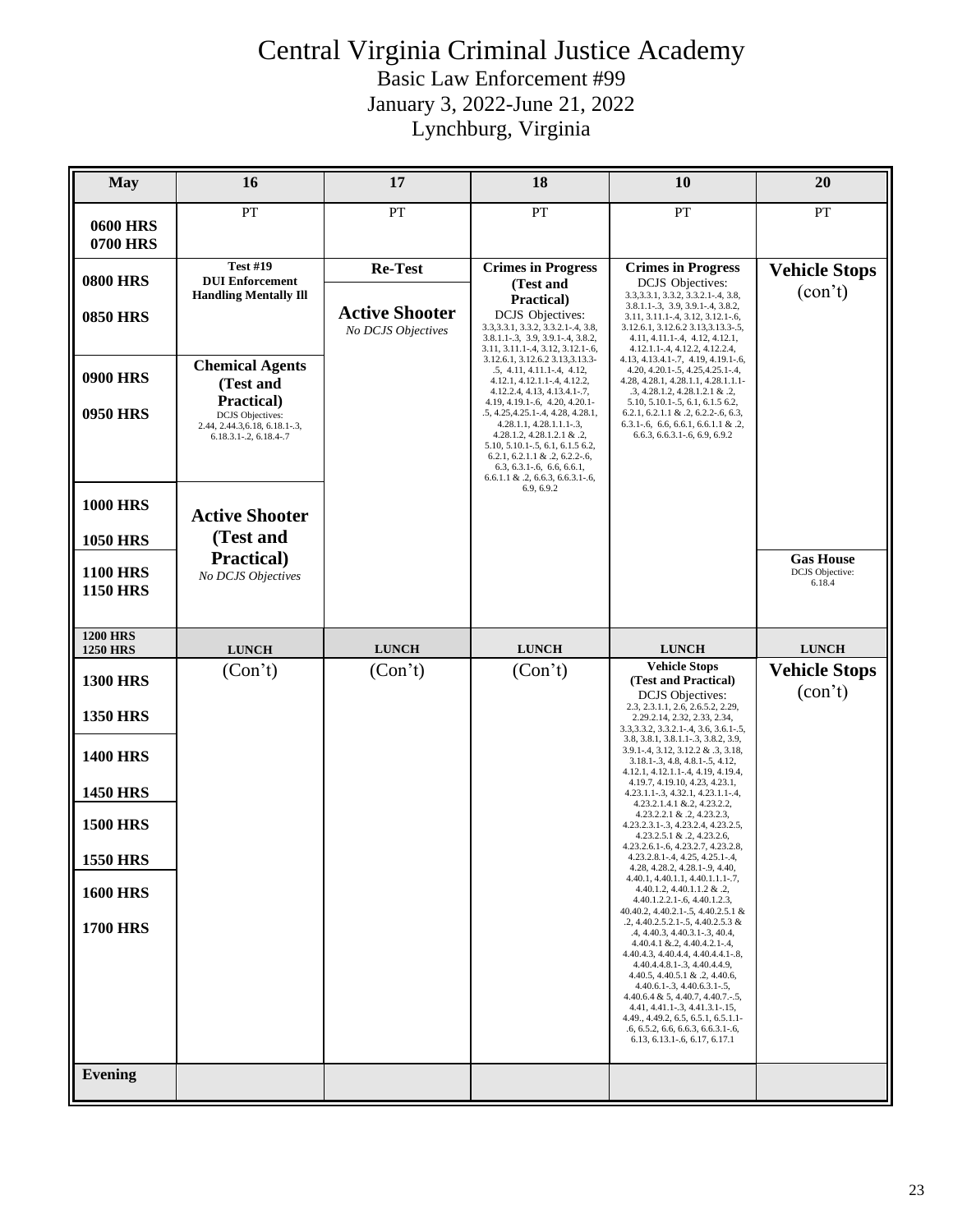# Central Virginia Criminal Justice Academy

Basic Law Enforcement #99

January 3, 2022-June 21, 2022

Lynchburg, Virginia

| May | 16 | 17 | 18 | 10 | 20 |
|---|---|---|---|---|---|
| 0600 HRS 0700 HRS | PT | PT | PT | PT | PT |
| 0800 HRS 0850 HRS | **Test #19** **DUI Enforcement** **Handling Mentally Ill** | **Re-Test** **Active Shooter** *No DCJS Objectives* | **Crimes in Progress (Test and Practical)** DCJS Objectives: 3.3,3.3.1, 3.3.2, 3.3.2.1-.4, 3.8, 3.8.1.1-.3, 3.9, 3.9.1-.4, 3.8.2, 3.11, 3.11.1-.4, 3.12, 3.12.1-.6, 3.12.6.1, 3.12.6.2 3.13,3.13.3-.5, 4.11, 4.11.1-.4, 4.12, 4.12.1, 4.12.1.1-.4, 4.12.2, 4.12.2.4, 4.13, 4.13.4.1-.7, 4.19, 4.19.1-.6, 4.20, 4.20.1-.5, 4.25,4.25.1-.4, 4.28, 4.28.1, 4.28.1.1, 4.28.1.1.1-.3, 4.28.1.2, 4.28.1.2.1 & .2, 5.10, 5.10.1-.5, 6.1, 6.1.5 6.2, 6.2.1, 6.2.1.1 & .2, 6.2.2-.6, 6.3, 6.3.1-.6, 6.6, 6.6.1, 6.6.1.1 & .2, 6.6.3, 6.6.3.1-.6, 6.9, 6.9.2 | **Crimes in Progress** DCJS Objectives: 3.3,3.3.1, 3.3.2, 3.3.2.1-.4, 3.8, 3.8.1.1-.3, 3.9, 3.9.1-.4, 3.8.2, 3.11, 3.11.1-.4, 3.12, 3.12.1-.6, 3.12.6.1, 3.12.6.2 3.13,3.13.3-.5, 4.11, 4.11.1-.4, 4.12, 4.12.1, 4.12.1.1-.4, 4.12.2, 4.12.2.4, 4.13, 4.13.4.1-.7, 4.19, 4.19.1-.6, 4.20, 4.20.1-.5, 4.25,4.25.1-.4, 4.28, 4.28.1, 4.28.1.1, 4.28.1.1.1-.3, 4.28.1.2, 4.28.1.2.1 & .2, 5.10, 5.10.1-.5, 6.1, 6.1.5 6.2, 6.2.1, 6.2.1.1 & .2, 6.2.2-.6, 6.3, 6.3.1-.6, 6.6, 6.6.1, 6.6.1.1 & .2, 6.6.3, 6.6.3.1-.6, 6.9, 6.9.2 | **Vehicle Stops** (con't) |
| 0900 HRS 0950 HRS | **Chemical Agents (Test and Practical)** DCJS Objectives: 2.44, 2.44.3,6.18, 6.18.1-.3, 6.18.3.1-.2, 6.18.4-.7 | | | | |
| 1000 HRS 1050 HRS | **Active Shooter (Test and Practical)** *No DCJS Objectives* | | | | |
| 1100 HRS 1150 HRS | | | | | **Gas House** DCJS Objective: 6.18.4 |
| 1200 HRS 1250 HRS | LUNCH | LUNCH | LUNCH | LUNCH | LUNCH |
| 1300 HRS 1350 HRS 1400 HRS 1450 HRS 1500 HRS 1550 HRS 1600 HRS 1700 HRS | (Con't) | (Con't) | (Con't) | **Vehicle Stops (Test and Practical)** DCJS Objectives: 2.3, 2.3.1.1, 2.6, 2.6.5.2, 2.29, 2.29.2.14, 2.32, 2.33, 2.34, 3.3,3.3.2, 3.3.2.1-.4, 3.6, 3.6.1-.5, 3.8, 3.8.1, 3.8.1.1-.3, 3.8.2, 3.9, 3.9.1-.4, 3.12, 3.12.2 & .3, 3.18, 3.18.1-.3, 4.8, 4.8.1-.5, 4.12, 4.12.1, 4.12.1.1-.4, 4.19, 4.19.4, 4.19.7, 4.19.10, 4.23, 4.23.1, 4.23.1.1-.3, 4.32.1, 4.23.1.1-.4, 4.23.2.1.4.1 &.2, 4.23.2.2, 4.23.2.2.1 & .2, 4.23.2.3, 4.23.2.3.1-.3, 4.23.2.4, 4.23.2.5, 4.23.2.5.1 & .2, 4.23.2.6, 4.23.2.6.1-.6, 4.23.2.7, 4.23.2.8, 4.23.2.8.1-.4, 4.25, 4.25.1-.4, 4.28, 4.28.2, 4.28.1-.9, 4.40, 4.40.1, 4.40.1.1, 4.40.1.1.1-.7, 4.40.1.2, 4.40.1.1.2 & .2, 4.40.1.2.2.1-.6, 4.40.1.2.3, 40.40.2, 4.40.2.1-.5, 4.40.2.5.1 & .2, 4.40.2.5.2.1-.5, 4.40.2.5.3 & .4, 4.40.3, 4.40.3.1-.3, 40.4, 4.40.4.1 &.2, 4.40.4.2.1-.4, 4.40.4.3, 4.40.4.4, 4.40.4.4.1-.8, 4.40.4.4.8.1-.3, 4.40.4.4.9, 4.40.5, 4.40.5.1 & .2, 4.40.6, 4.40.6.1-.3, 4.40.6.3.1-.5, 4.40.6.4 & 5, 4.40.7, 4.40.7.-.5, 4.41, 4.41.1-.3, 4.41.3.1-.15, 4.49., 4.49.2, 6.5, 6.5.1, 6.5.1.1-.6, 6.5.2, 6.6, 6.6.3, 6.6.3.1-.6, 6.13, 6.13.1-.6, 6.17, 6.17.1 | **Vehicle Stops** (con't) |
| Evening | | | | | |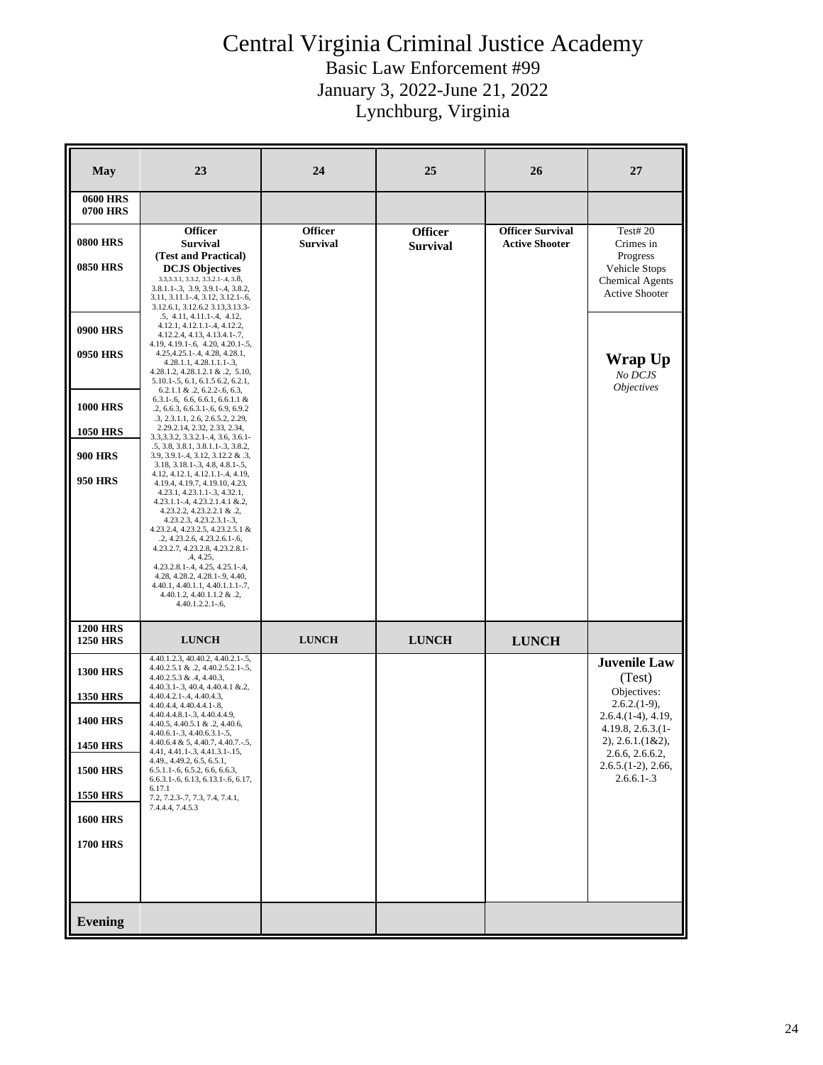# Central Virginia Criminal Justice Academy

Basic Law Enforcement #99

January 3, 2022-June 21, 2022

Lynchburg, Virginia

| May | 23 | 24 | 25 | 26 | 27 |
|---|---|---|---|---|---|
| 0600 HRS 0700 HRS | | | | | |
| 0800 HRS 0850 HRS 0900 HRS 0950 HRS 1000 HRS 1050 HRS 900 HRS 950 HRS | **Officer Survival (Test and Practical) DCJS Objectives** 3.3,3.3.1, 3.3.2, 3.3.2.1-.4, 3.8, 3.8.1.1-.3, 3.9, 3.9.1-.4, 3.8.2, 3.11, 3.11.1-.4, 3.12, 3.12.1-.6, 3.12.6.1, 3.12.6.2 3.13,3.13.3-.5, 4.11, 4.11.1-.4, 4.12, 4.12.1, 4.12.1.1-.4, 4.12.2, 4.12.2.4, 4.13, 4.13.4.1-.7, 4.19, 4.19.1-.6, 4.20, 4.20.1-.5, 4.25,4.25.1-.4, 4.28, 4.28.1, 4.28.1.1, 4.28.1.1.1-.3, 4.28.1.2, 4.28.1.2.1 & .2, 5.10, 5.10.1-.5, 6.1, 6.1.5 6.2, 6.2.1, 6.2.1.1 & .2, 6.2.2-.6, 6.3, 6.3.1-.6, 6.6, 6.6.1, 6.6.1.1 & .2, 6.6.3, 6.6.3.1-.6, 6.9, 6.9.2 .3, 2.3.1.1, 2.6, 2.6.5.2, 2.29, 2.29.2.14, 2.32, 2.33, 2.34, 3.3,3.3.2, 3.3.2.1-.4, 3.6, 3.6.1-.5, 3.8, 3.8.1, 3.8.1.1-.3, 3.8.2, 3.9, 3.9.1-.4, 3.12, 3.12.2 & .3, 3.18, 3.18.1-.3, 4.8, 4.8.1-.5, 4.12, 4.12.1, 4.12.1.1-.4, 4.19, 4.19.4, 4.19.7, 4.19.10, 4.23, 4.23.1, 4.23.1.1-.3, 4.32.1, 4.23.1.1-.4, 4.23.2.1.4.1 &.2, 4.23.2.2, 4.23.2.2.1 & .2, 4.23.2.3, 4.23.2.3.1-.3, 4.23.2.4, 4.23.2.5, 4.23.2.5.1 & .2, 4.23.2.6, 4.23.2.6.1-.6, 4.23.2.7, 4.23.2.8, 4.23.2.8.1-.4, 4.25, 4.23.2.8.1-.4, 4.25, 4.25.1-.4, 4.28, 4.28.2, 4.28.1-.9, 4.40, 4.40.1, 4.40.1.1, 4.40.1.1.1-.7, 4.40.1.2, 4.40.1.1.2 & .2, 4.40.1.2.2.1-.6, | **Officer Survival** | **Officer Survival** | **Officer Survival Active Shooter** | Test# 20 Crimes in Progress Vehicle Stops Chemical Agents Active Shooter<br><br>**Wrap Up** *No DCJS Objectives* |
| 1200 HRS 1250 HRS | **LUNCH** | **LUNCH** | **LUNCH** | **LUNCH** | |
| 1300 HRS 1350 HRS 1400 HRS 1450 HRS 1500 HRS 1550 HRS 1600 HRS 1700 HRS | 4.40.1.2.3, 40.40.2, 4.40.2.1-.5, 4.40.2.5.1 & .2, 4.40.2.5.2.1-.5, 4.40.2.5.3 & .4, 4.40.3, 4.40.3.1-.3, 40.4, 4.40.4.1 &.2, 4.40.4.2.1-.4, 4.40.4.3, 4.40.4.4, 4.40.4.4.1-.8, 4.40.4.4.8.1-.3, 4.40.4.4.9, 4.40.5, 4.40.5.1 & .2, 4.40.6, 4.40.6.1-.3, 4.40.6.3.1-.5, 4.40.6.4 & 5, 4.40.7, 4.40.7.-.5, 4.41, 4.41.1-.3, 4.41.3.1-.15, 4.49., 4.49.2, 6.5, 6.5.1, 6.5.1.1-.6, 6.5.2, 6.6, 6.6.3, 6.6.3.1-.6, 6.13, 6.13.1-.6, 6.17, 6.17.1 7.2, 7.2.3-.7, 7.3, 7.4, 7.4.1, 7.4.4.4, 7.4.5.3 | | | | **Juvenile Law** (Test) Objectives: 2.6.2.(1-9), 2.6.4.(1-4), 4.19, 4.19.8, 2.6.3.(1-2), 2.6.1.(1&2), 2.6.6, 2.6.6.2, 2.6.5.(1-2), 2.66, 2.6.6.1-.3 |
| **Evening** | | | | | |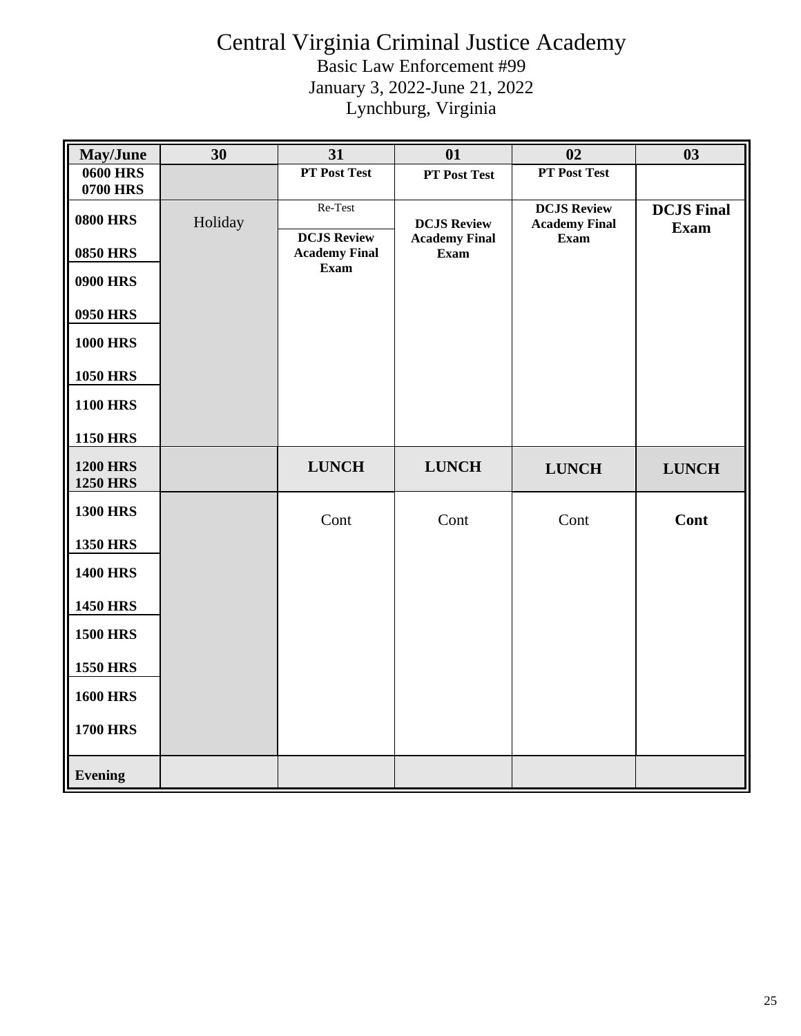# Central Virginia Criminal Justice Academy

Basic Law Enforcement #99
January 3, 2022-June 21, 2022
Lynchburg, Virginia

| May/June | 30 | 31 | 01 | 02 | 03 |
|---|---|---|---|---|---|
| 0600 HRS 0700 HRS | | **PT Post Test** | **PT Post Test** | **PT Post Test** | |
| 0800 HRS | Holiday | Re-Test | **DCJS Review Academy Final Exam** | **DCJS Review Academy Final Exam** | **DCJS Final Exam** |
| 0850 HRS | | **DCJS Review Academy Final Exam** | | | |
| 0900 HRS | | | | | |
| 0950 HRS | | | | | |
| 1000 HRS | | | | | |
| 1050 HRS | | | | | |
| 1100 HRS | | | | | |
| 1150 HRS | | | | | |
| 1200 HRS 1250 HRS | | **LUNCH** | **LUNCH** | **LUNCH** | **LUNCH** |
| 1300 HRS | | Cont | Cont | Cont | **Cont** |
| 1350 HRS | | | | | |
| 1400 HRS | | | | | |
| 1450 HRS | | | | | |
| 1500 HRS | | | | | |
| 1550 HRS | | | | | |
| 1600 HRS | | | | | |
| 1700 HRS | | | | | |
| Evening | | | | | |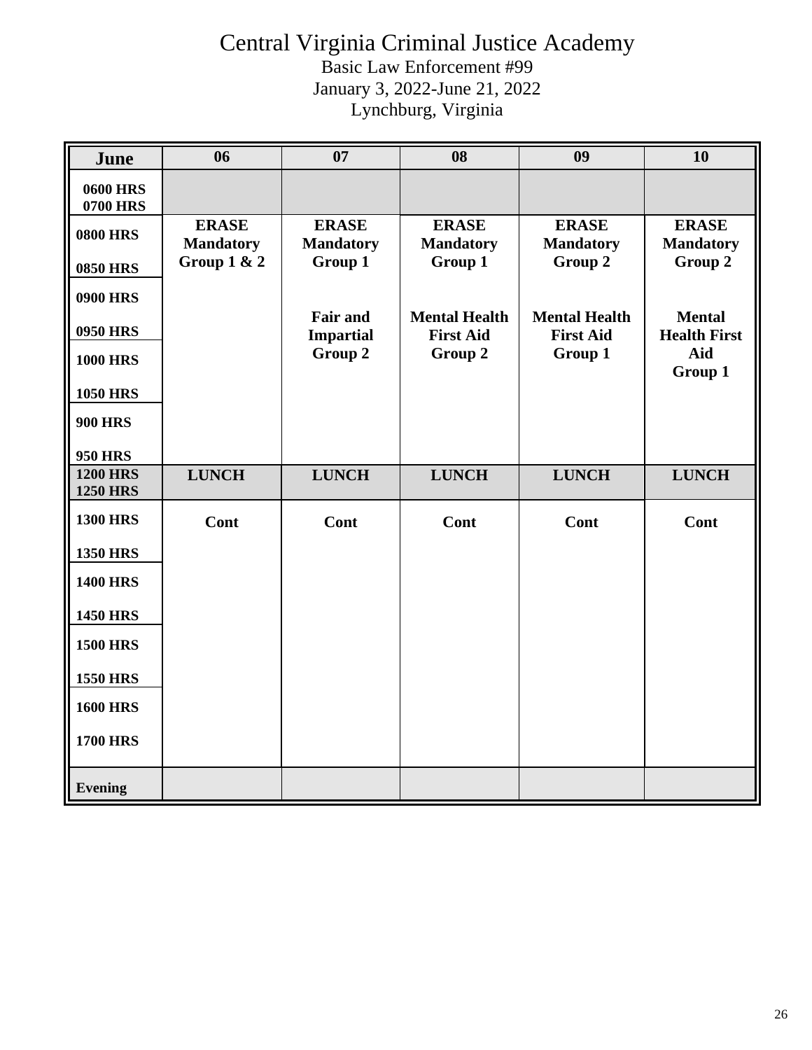# Central Virginia Criminal Justice Academy

Basic Law Enforcement #99
January 3, 2022-June 21, 2022
Lynchburg, Virginia

| June | 06 | 07 | 08 | 09 | 10 |
|---|---|---|---|---|---|
| 0600 HRS 0700 HRS | | | | | |
| 0800 HRS 0850 HRS | **ERASE Mandatory Group 1 & 2** | **ERASE Mandatory Group 1** | **ERASE Mandatory Group 1** | **ERASE Mandatory Group 2** | **ERASE Mandatory Group 2** |
| 0900 HRS 0950 HRS | | **Fair and Impartial Group 2** | **Mental Health First Aid Group 2** | **Mental Health First Aid Group 1** | **Mental Health First Aid Group 1** |
| 1000 HRS 1050 HRS | | | | | |
| 900 HRS 950 HRS | | | | | |
| 1200 HRS 1250 HRS | **LUNCH** | **LUNCH** | **LUNCH** | **LUNCH** | **LUNCH** |
| 1300 HRS 1350 HRS | **Cont** | **Cont** | **Cont** | **Cont** | **Cont** |
| 1400 HRS 1450 HRS | | | | | |
| 1500 HRS 1550 HRS | | | | | |
| 1600 HRS 1700 HRS | | | | | |
| Evening | | | | | |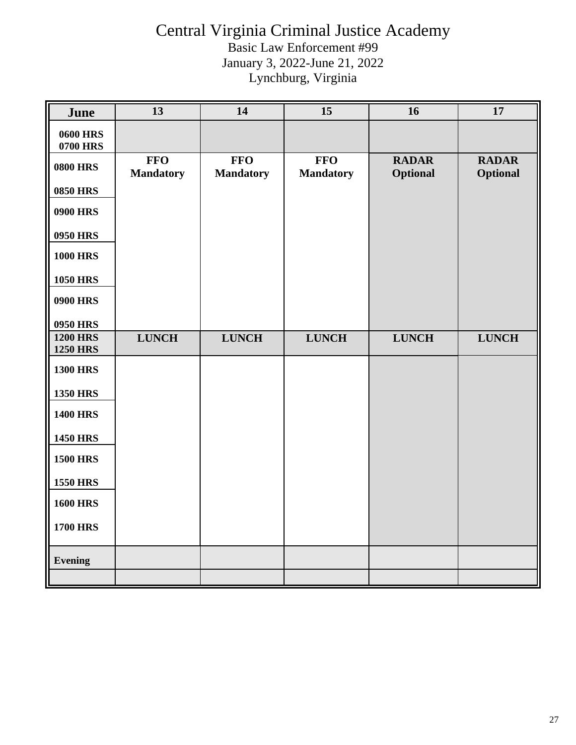# Central Virginia Criminal Justice Academy

Basic Law Enforcement #99
January 3, 2022-June 21, 2022
Lynchburg, Virginia

| June | 13 | 14 | 15 | 16 | 17 |
|---|---|---|---|---|---|
| 0600 HRS<br>0700 HRS | | | | | |
| 0800 HRS | FFO<br>Mandatory | FFO<br>Mandatory | FFO<br>Mandatory | RADAR<br>Optional | RADAR<br>Optional |
| 0850 HRS | | | | | |
| 0900 HRS | | | | | |
| 0950 HRS | | | | | |
| 1000 HRS | | | | | |
| 1050 HRS | | | | | |
| 0900 HRS | | | | | |
| 0950 HRS | | | | | |
| 1200 HRS<br>1250 HRS | LUNCH | LUNCH | LUNCH | LUNCH | LUNCH |
| 1300 HRS | | | | | |
| 1350 HRS | | | | | |
| 1400 HRS | | | | | |
| 1450 HRS | | | | | |
| 1500 HRS | | | | | |
| 1550 HRS | | | | | |
| 1600 HRS | | | | | |
| 1700 HRS | | | | | |
| Evening | | | | | |
| | | | | | |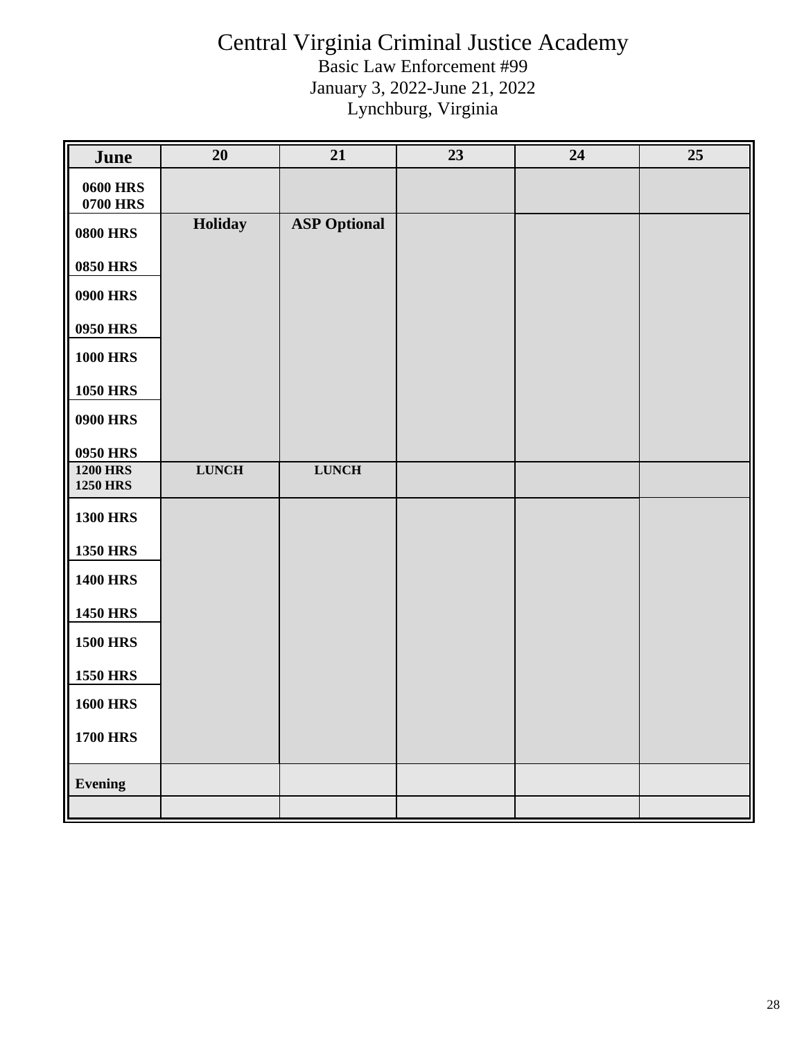# Central Virginia Criminal Justice Academy

Basic Law Enforcement #99

January 3, 2022-June 21, 2022

Lynchburg, Virginia

| June | 20 | 21 | 23 | 24 | 25 |
|---|---|---|---|---|---|
| 0600 HRS 0700 HRS | | | | | |
| 0800 HRS | Holiday | ASP Optional | | | |
| 0850 HRS | | | | | |
| 0900 HRS | | | | | |
| 0950 HRS | | | | | |
| 1000 HRS | | | | | |
| 1050 HRS | | | | | |
| 0900 HRS | | | | | |
| 0950 HRS | | | | | |
| 1200 HRS 1250 HRS | LUNCH | LUNCH | | | |
| 1300 HRS | | | | | |
| 1350 HRS | | | | | |
| 1400 HRS | | | | | |
| 1450 HRS | | | | | |
| 1500 HRS | | | | | |
| 1550 HRS | | | | | |
| 1600 HRS | | | | | |
| 1700 HRS | | | | | |
| Evening | | | | | |
| | | | | | |